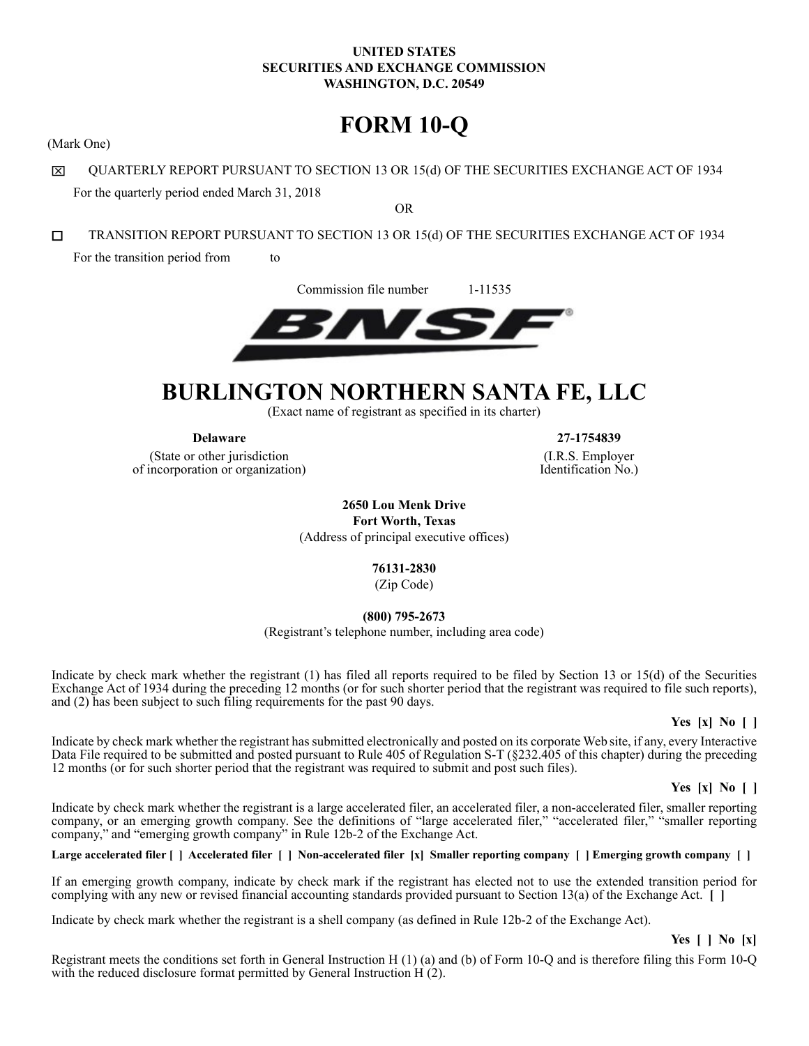**UNITED STATES**
**SECURITIES AND EXCHANGE COMMISSION**
**WASHINGTON, D.C. 20549**

# FORM 10-Q

(Mark One)

☒ QUARTERLY REPORT PURSUANT TO SECTION 13 OR 15(d) OF THE SECURITIES EXCHANGE ACT OF 1934

For the quarterly period ended March 31, 2018

OR

☐ TRANSITION REPORT PURSUANT TO SECTION 13 OR 15(d) OF THE SECURITIES EXCHANGE ACT OF 1934

For the transition period from to

Commission file number 1-11535

# BURLINGTON NORTHERN SANTA FE, LLC

(Exact name of registrant as specified in its charter)

| | |
|---|---|
| **Delaware** | **27-1754839** |
| (State or other jurisdiction of incorporation or organization) | (I.R.S. Employer Identification No.) |

**2650 Lou Menk Drive**
**Fort Worth, Texas**
(Address of principal executive offices)

**76131-2830**
(Zip Code)

**(800) 795-2673**
(Registrant's telephone number, including area code)

Indicate by check mark whether the registrant (1) has filed all reports required to be filed by Section 13 or 15(d) of the Securities Exchange Act of 1934 during the preceding 12 months (or for such shorter period that the registrant was required to file such reports), and (2) has been subject to such filing requirements for the past 90 days.

**Yes [x] No [ ]**

Indicate by check mark whether the registrant has submitted electronically and posted on its corporate Web site, if any, every Interactive Data File required to be submitted and posted pursuant to Rule 405 of Regulation S-T (§232.405 of this chapter) during the preceding 12 months (or for such shorter period that the registrant was required to submit and post such files).

**Yes [x] No [ ]**

Indicate by check mark whether the registrant is a large accelerated filer, an accelerated filer, a non-accelerated filer, smaller reporting company, or an emerging growth company. See the definitions of "large accelerated filer," "accelerated filer," "smaller reporting company," and "emerging growth company" in Rule 12b-2 of the Exchange Act.

**Large accelerated filer [ ] Accelerated filer [ ] Non-accelerated filer [x] Smaller reporting company [ ] Emerging growth company [ ]**

If an emerging growth company, indicate by check mark if the registrant has elected not to use the extended transition period for complying with any new or revised financial accounting standards provided pursuant to Section 13(a) of the Exchange Act. **[ ]**

Indicate by check mark whether the registrant is a shell company (as defined in Rule 12b-2 of the Exchange Act).

**Yes [ ] No [x]**

Registrant meets the conditions set forth in General Instruction H (1) (a) and (b) of Form 10-Q and is therefore filing this Form 10-Q with the reduced disclosure format permitted by General Instruction H (2).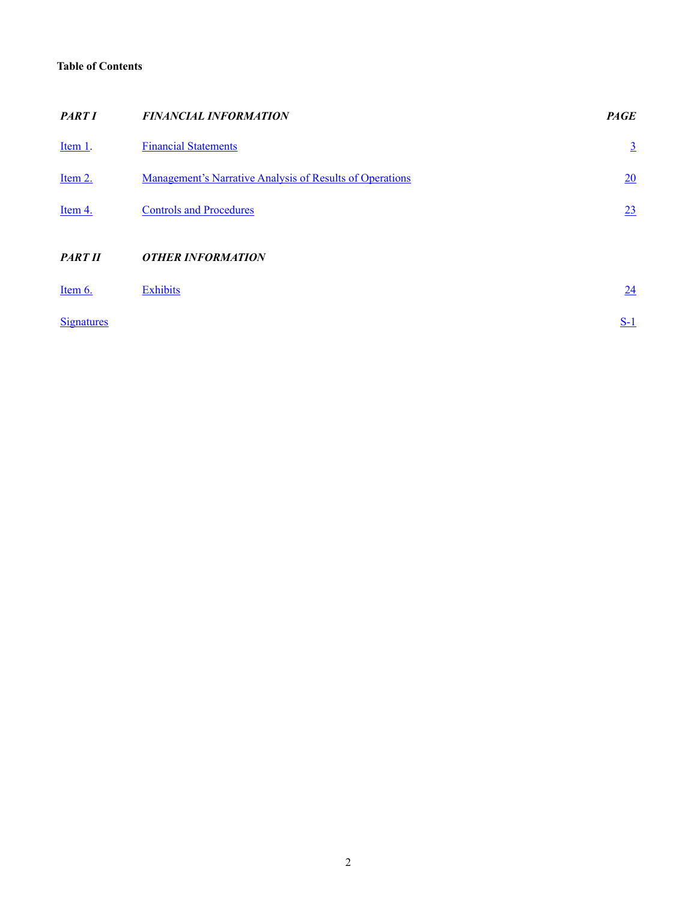**Table of Contents**

| | | |
|---|---|---|
| ***PART I*** | ***FINANCIAL INFORMATION*** | ***PAGE*** |
| Item 1. | Financial Statements | 3 |
| Item 2. | Management's Narrative Analysis of Results of Operations | 20 |
| Item 4. | Controls and Procedures | 23 |
| ***PART II*** | ***OTHER INFORMATION*** | |
| Item 6. | Exhibits | 24 |
| Signatures | | S-1 |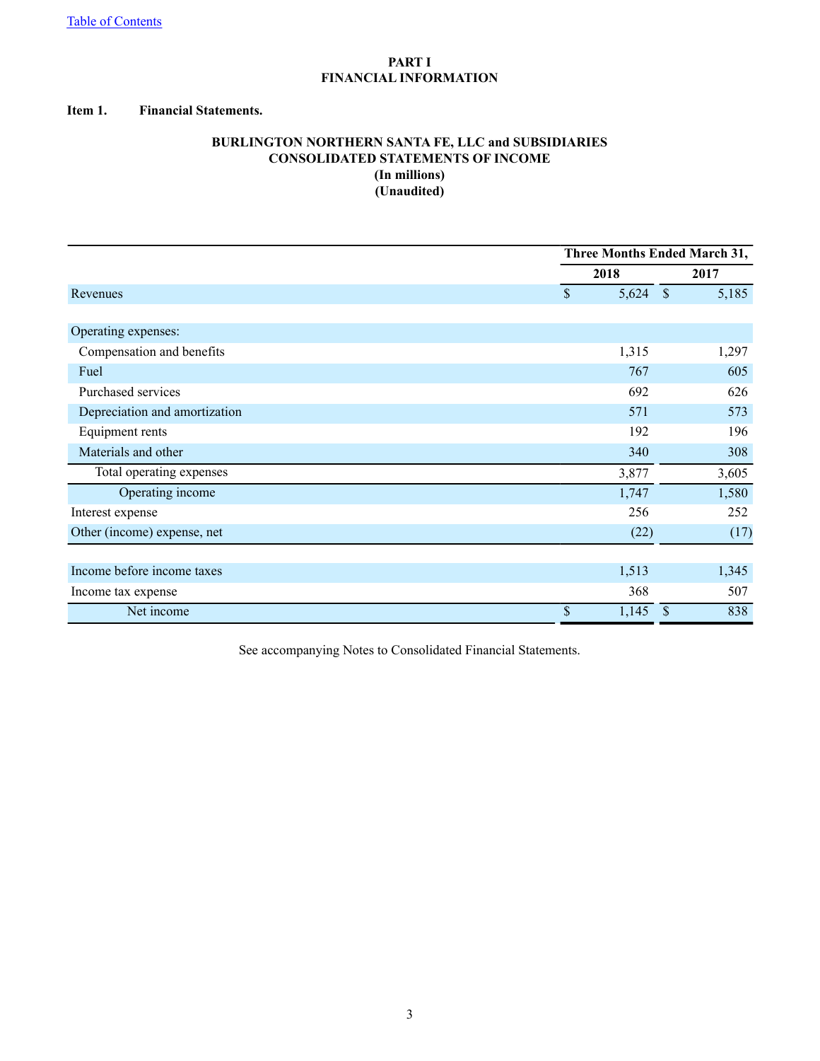Table of Contents

# PART I
# FINANCIAL INFORMATION

**Item 1. Financial Statements.**

## BURLINGTON NORTHERN SANTA FE, LLC and SUBSIDIARIES
## CONSOLIDATED STATEMENTS OF INCOME
## (In millions)
## (Unaudited)

| | Three Months Ended March 31, | |
|---|---|---|
| | 2018 | 2017 |
| Revenues | $ 5,624 | $ 5,185 |
| | | |
| Operating expenses: | | |
| Compensation and benefits | 1,315 | 1,297 |
| Fuel | 767 | 605 |
| Purchased services | 692 | 626 |
| Depreciation and amortization | 571 | 573 |
| Equipment rents | 192 | 196 |
| Materials and other | 340 | 308 |
| Total operating expenses | 3,877 | 3,605 |
| Operating income | 1,747 | 1,580 |
| Interest expense | 256 | 252 |
| Other (income) expense, net | (22) | (17) |
| | | |
| Income before income taxes | 1,513 | 1,345 |
| Income tax expense | 368 | 507 |
| Net income | $ 1,145 | $ 838 |

See accompanying Notes to Consolidated Financial Statements.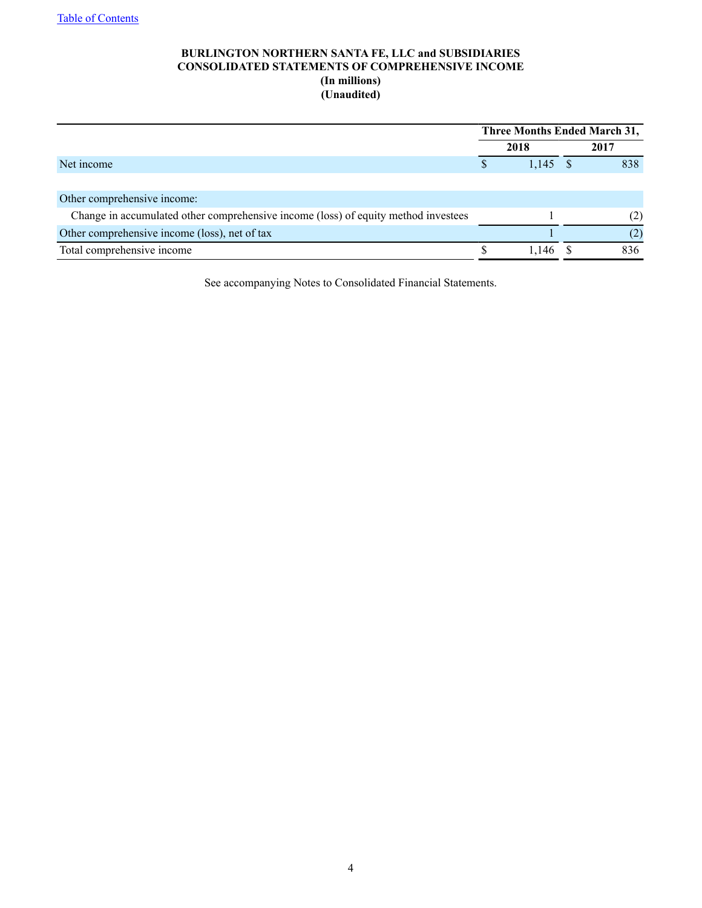Table of Contents

**BURLINGTON NORTHERN SANTA FE, LLC and SUBSIDIARIES**
**CONSOLIDATED STATEMENTS OF COMPREHENSIVE INCOME**
**(In millions)**
**(Unaudited)**

| | Three Months Ended March 31, | |
|---|---|---|
| | 2018 | 2017 |
| Net income | $ 1,145 | $ 838 |
| | | |
| Other comprehensive income: | | |
| Change in accumulated other comprehensive income (loss) of equity method investees | 1 | (2) |
| Other comprehensive income (loss), net of tax | 1 | (2) |
| Total comprehensive income | $ 1,146 | $ 836 |

See accompanying Notes to Consolidated Financial Statements.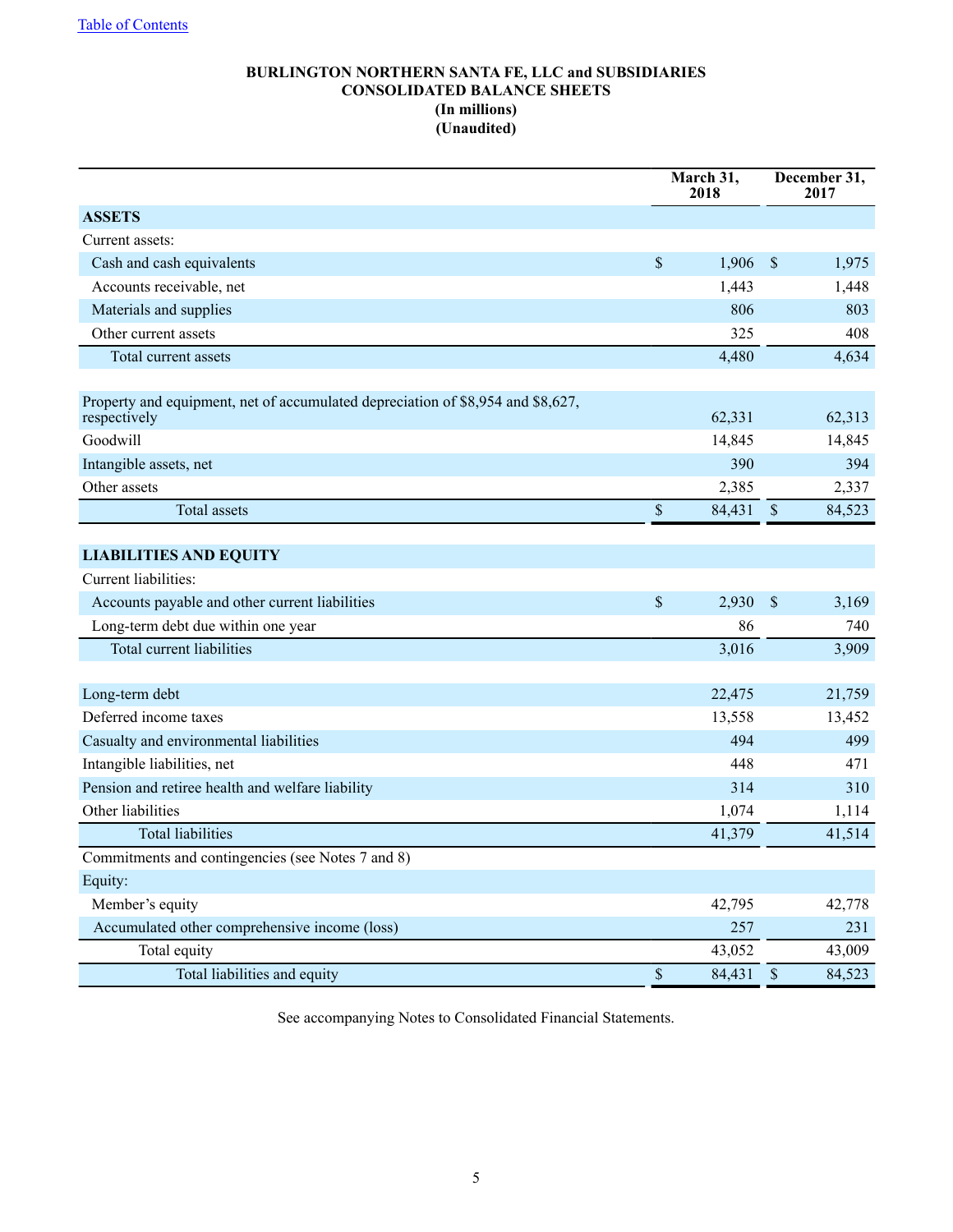[Table of Contents](#)

**BURLINGTON NORTHERN SANTA FE, LLC and SUBSIDIARIES**
**CONSOLIDATED BALANCE SHEETS**
**(In millions)**
**(Unaudited)**

| | March 31, 2018 | December 31, 2017 |
|---|---|---|
| **ASSETS** | | |
| Current assets: | | |
| Cash and cash equivalents | $ 1,906 | $ 1,975 |
| Accounts receivable, net | 1,443 | 1,448 |
| Materials and supplies | 806 | 803 |
| Other current assets | 325 | 408 |
| Total current assets | 4,480 | 4,634 |
| | | |
| Property and equipment, net of accumulated depreciation of $8,954 and $8,627, respectively | 62,331 | 62,313 |
| Goodwill | 14,845 | 14,845 |
| Intangible assets, net | 390 | 394 |
| Other assets | 2,385 | 2,337 |
| Total assets | $ 84,431 | $ 84,523 |
| | | |
| **LIABILITIES AND EQUITY** | | |
| Current liabilities: | | |
| Accounts payable and other current liabilities | $ 2,930 | $ 3,169 |
| Long-term debt due within one year | 86 | 740 |
| Total current liabilities | 3,016 | 3,909 |
| | | |
| Long-term debt | 22,475 | 21,759 |
| Deferred income taxes | 13,558 | 13,452 |
| Casualty and environmental liabilities | 494 | 499 |
| Intangible liabilities, net | 448 | 471 |
| Pension and retiree health and welfare liability | 314 | 310 |
| Other liabilities | 1,074 | 1,114 |
| Total liabilities | 41,379 | 41,514 |
| Commitments and contingencies (see Notes 7 and 8) | | |
| Equity: | | |
| Member's equity | 42,795 | 42,778 |
| Accumulated other comprehensive income (loss) | 257 | 231 |
| Total equity | 43,052 | 43,009 |
| Total liabilities and equity | $ 84,431 | $ 84,523 |

See accompanying Notes to Consolidated Financial Statements.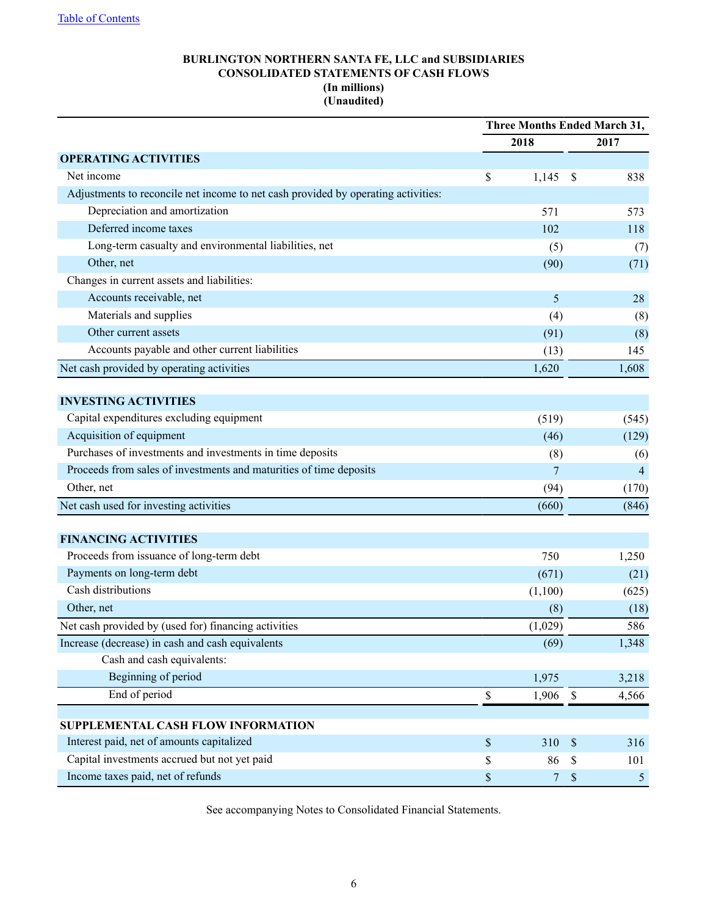[Table of Contents](#)

# BURLINGTON NORTHERN SANTA FE, LLC and SUBSIDIARIES
## CONSOLIDATED STATEMENTS OF CASH FLOWS
**(In millions)**
**(Unaudited)**

| | Three Months Ended March 31, | |
|---|---|---|
| | 2018 | 2017 |
| **OPERATING ACTIVITIES** | | |
| Net income | $ 1,145 | $ 838 |
| Adjustments to reconcile net income to net cash provided by operating activities: | | |
| Depreciation and amortization | 571 | 573 |
| Deferred income taxes | 102 | 118 |
| Long-term casualty and environmental liabilities, net | (5) | (7) |
| Other, net | (90) | (71) |
| Changes in current assets and liabilities: | | |
| Accounts receivable, net | 5 | 28 |
| Materials and supplies | (4) | (8) |
| Other current assets | (91) | (8) |
| Accounts payable and other current liabilities | (13) | 145 |
| Net cash provided by operating activities | 1,620 | 1,608 |
| **INVESTING ACTIVITIES** | | |
| Capital expenditures excluding equipment | (519) | (545) |
| Acquisition of equipment | (46) | (129) |
| Purchases of investments and investments in time deposits | (8) | (6) |
| Proceeds from sales of investments and maturities of time deposits | 7 | 4 |
| Other, net | (94) | (170) |
| Net cash used for investing activities | (660) | (846) |
| **FINANCING ACTIVITIES** | | |
| Proceeds from issuance of long-term debt | 750 | 1,250 |
| Payments on long-term debt | (671) | (21) |
| Cash distributions | (1,100) | (625) |
| Other, net | (8) | (18) |
| Net cash provided by (used for) financing activities | (1,029) | 586 |
| Increase (decrease) in cash and cash equivalents | (69) | 1,348 |
| Cash and cash equivalents: | | |
| Beginning of period | 1,975 | 3,218 |
| End of period | $ 1,906 | $ 4,566 |
| **SUPPLEMENTAL CASH FLOW INFORMATION** | | |
| Interest paid, net of amounts capitalized | $ 310 | $ 316 |
| Capital investments accrued but not yet paid | $ 86 | $ 101 |
| Income taxes paid, net of refunds | $ 7 | $ 5 |

See accompanying Notes to Consolidated Financial Statements.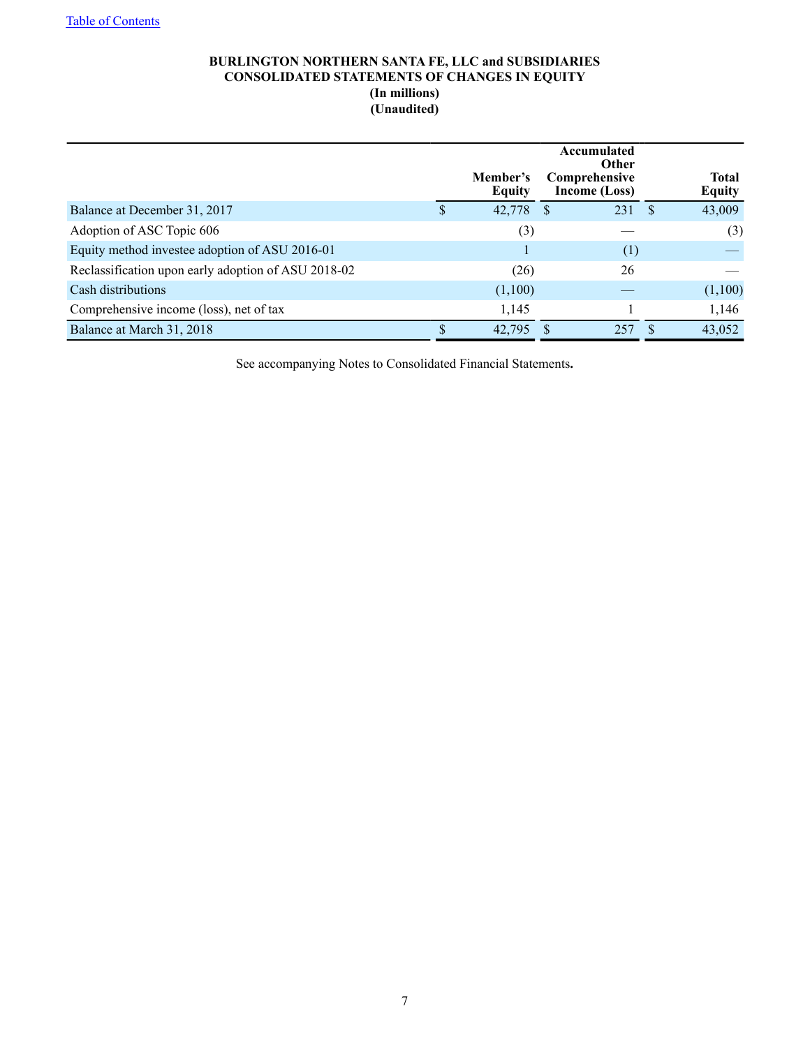[Table of Contents](#)

**BURLINGTON NORTHERN SANTA FE, LLC and SUBSIDIARIES**
**CONSOLIDATED STATEMENTS OF CHANGES IN EQUITY**
**(In millions)**
**(Unaudited)**

| | Member's Equity | Accumulated Other Comprehensive Income (Loss) | Total Equity |
|---|---|---|---|
| Balance at December 31, 2017 | $ 42,778 | $ 231 | $ 43,009 |
| Adoption of ASC Topic 606 | (3) | — | (3) |
| Equity method investee adoption of ASU 2016-01 | 1 | (1) | — |
| Reclassification upon early adoption of ASU 2018-02 | (26) | 26 | — |
| Cash distributions | (1,100) | — | (1,100) |
| Comprehensive income (loss), net of tax | 1,145 | 1 | 1,146 |
| Balance at March 31, 2018 | $ 42,795 | $ 257 | $ 43,052 |

See accompanying Notes to Consolidated Financial Statements.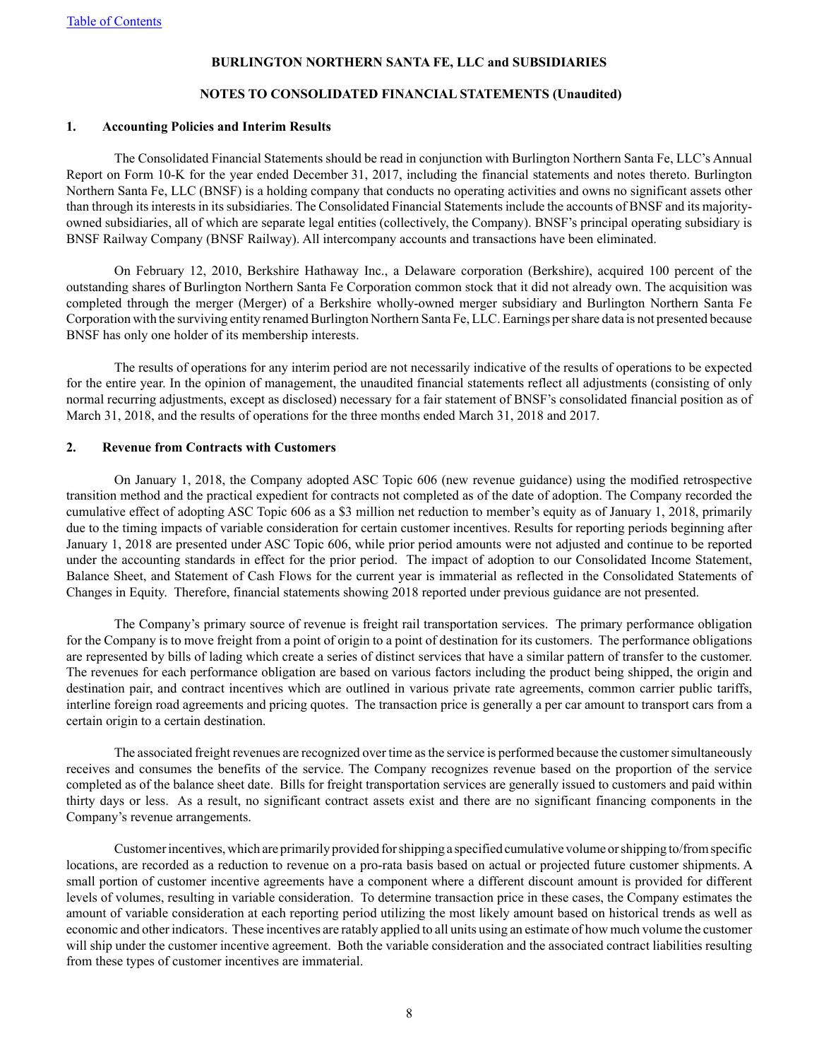**BURLINGTON NORTHERN SANTA FE, LLC and SUBSIDIARIES**

**NOTES TO CONSOLIDATED FINANCIAL STATEMENTS (Unaudited)**

## 1. Accounting Policies and Interim Results

The Consolidated Financial Statements should be read in conjunction with Burlington Northern Santa Fe, LLC's Annual Report on Form 10-K for the year ended December 31, 2017, including the financial statements and notes thereto. Burlington Northern Santa Fe, LLC (BNSF) is a holding company that conducts no operating activities and owns no significant assets other than through its interests in its subsidiaries. The Consolidated Financial Statements include the accounts of BNSF and its majority-owned subsidiaries, all of which are separate legal entities (collectively, the Company). BNSF's principal operating subsidiary is BNSF Railway Company (BNSF Railway). All intercompany accounts and transactions have been eliminated.

On February 12, 2010, Berkshire Hathaway Inc., a Delaware corporation (Berkshire), acquired 100 percent of the outstanding shares of Burlington Northern Santa Fe Corporation common stock that it did not already own. The acquisition was completed through the merger (Merger) of a Berkshire wholly-owned merger subsidiary and Burlington Northern Santa Fe Corporation with the surviving entity renamed Burlington Northern Santa Fe, LLC. Earnings per share data is not presented because BNSF has only one holder of its membership interests.

The results of operations for any interim period are not necessarily indicative of the results of operations to be expected for the entire year. In the opinion of management, the unaudited financial statements reflect all adjustments (consisting of only normal recurring adjustments, except as disclosed) necessary for a fair statement of BNSF's consolidated financial position as of March 31, 2018, and the results of operations for the three months ended March 31, 2018 and 2017.

## 2. Revenue from Contracts with Customers

On January 1, 2018, the Company adopted ASC Topic 606 (new revenue guidance) using the modified retrospective transition method and the practical expedient for contracts not completed as of the date of adoption. The Company recorded the cumulative effect of adopting ASC Topic 606 as a $3 million net reduction to member's equity as of January 1, 2018, primarily due to the timing impacts of variable consideration for certain customer incentives. Results for reporting periods beginning after January 1, 2018 are presented under ASC Topic 606, while prior period amounts were not adjusted and continue to be reported under the accounting standards in effect for the prior period. The impact of adoption to our Consolidated Income Statement, Balance Sheet, and Statement of Cash Flows for the current year is immaterial as reflected in the Consolidated Statements of Changes in Equity. Therefore, financial statements showing 2018 reported under previous guidance are not presented.

The Company's primary source of revenue is freight rail transportation services. The primary performance obligation for the Company is to move freight from a point of origin to a point of destination for its customers. The performance obligations are represented by bills of lading which create a series of distinct services that have a similar pattern of transfer to the customer. The revenues for each performance obligation are based on various factors including the product being shipped, the origin and destination pair, and contract incentives which are outlined in various private rate agreements, common carrier public tariffs, interline foreign road agreements and pricing quotes. The transaction price is generally a per car amount to transport cars from a certain origin to a certain destination.

The associated freight revenues are recognized over time as the service is performed because the customer simultaneously receives and consumes the benefits of the service. The Company recognizes revenue based on the proportion of the service completed as of the balance sheet date. Bills for freight transportation services are generally issued to customers and paid within thirty days or less. As a result, no significant contract assets exist and there are no significant financing components in the Company's revenue arrangements.

Customer incentives, which are primarily provided for shipping a specified cumulative volume or shipping to/from specific locations, are recorded as a reduction to revenue on a pro-rata basis based on actual or projected future customer shipments. A small portion of customer incentive agreements have a component where a different discount amount is provided for different levels of volumes, resulting in variable consideration. To determine transaction price in these cases, the Company estimates the amount of variable consideration at each reporting period utilizing the most likely amount based on historical trends as well as economic and other indicators. These incentives are ratably applied to all units using an estimate of how much volume the customer will ship under the customer incentive agreement. Both the variable consideration and the associated contract liabilities resulting from these types of customer incentives are immaterial.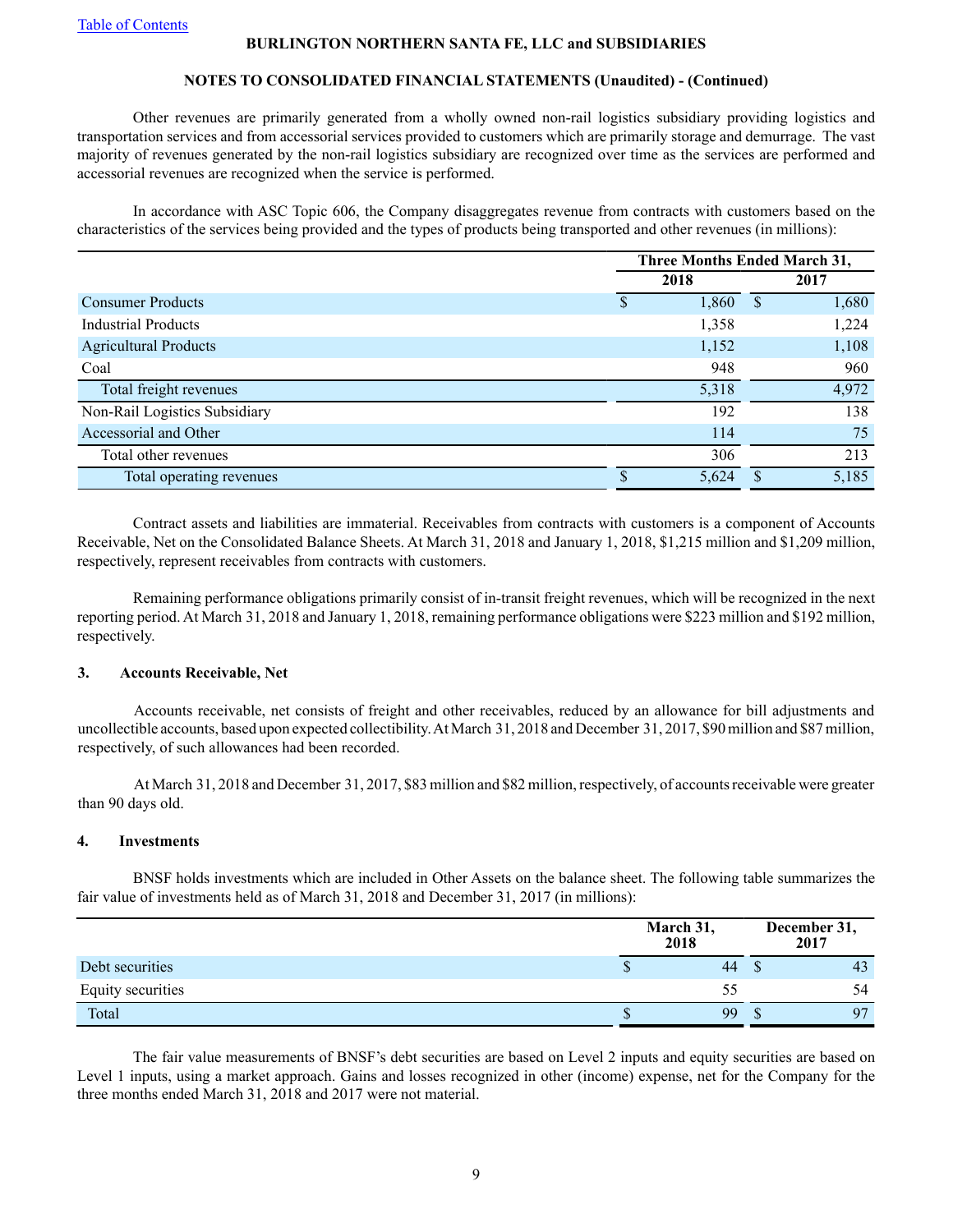Other revenues are primarily generated from a wholly owned non-rail logistics subsidiary providing logistics and transportation services and from accessorial services provided to customers which are primarily storage and demurrage. The vast majority of revenues generated by the non-rail logistics subsidiary are recognized over time as the services are performed and accessorial revenues are recognized when the service is performed.

In accordance with ASC Topic 606, the Company disaggregates revenue from contracts with customers based on the characteristics of the services being provided and the types of products being transported and other revenues (in millions):

| | Three Months Ended March 31, | |
|---|---|---|
| | 2018 | 2017 |
| Consumer Products | $ 1,860 | $ 1,680 |
| Industrial Products | 1,358 | 1,224 |
| Agricultural Products | 1,152 | 1,108 |
| Coal | 948 | 960 |
| Total freight revenues | 5,318 | 4,972 |
| Non-Rail Logistics Subsidiary | 192 | 138 |
| Accessorial and Other | 114 | 75 |
| Total other revenues | 306 | 213 |
| Total operating revenues | $ 5,624 | $ 5,185 |

Contract assets and liabilities are immaterial. Receivables from contracts with customers is a component of Accounts Receivable, Net on the Consolidated Balance Sheets. At March 31, 2018 and January 1, 2018, $1,215 million and $1,209 million, respectively, represent receivables from contracts with customers.

Remaining performance obligations primarily consist of in-transit freight revenues, which will be recognized in the next reporting period. At March 31, 2018 and January 1, 2018, remaining performance obligations were $223 million and $192 million, respectively.

## 3. Accounts Receivable, Net

Accounts receivable, net consists of freight and other receivables, reduced by an allowance for bill adjustments and uncollectible accounts, based upon expected collectibility. At March 31, 2018 and December 31, 2017, $90 million and $87 million, respectively, of such allowances had been recorded.

At March 31, 2018 and December 31, 2017, $83 million and $82 million, respectively, of accounts receivable were greater than 90 days old.

## 4. Investments

BNSF holds investments which are included in Other Assets on the balance sheet. The following table summarizes the fair value of investments held as of March 31, 2018 and December 31, 2017 (in millions):

| | March 31, 2018 | December 31, 2017 |
|---|---|---|
| Debt securities | $ 44 | $ 43 |
| Equity securities | 55 | 54 |
| Total | $ 99 | $ 97 |

The fair value measurements of BNSF's debt securities are based on Level 2 inputs and equity securities are based on Level 1 inputs, using a market approach. Gains and losses recognized in other (income) expense, net for the Company for the three months ended March 31, 2018 and 2017 were not material.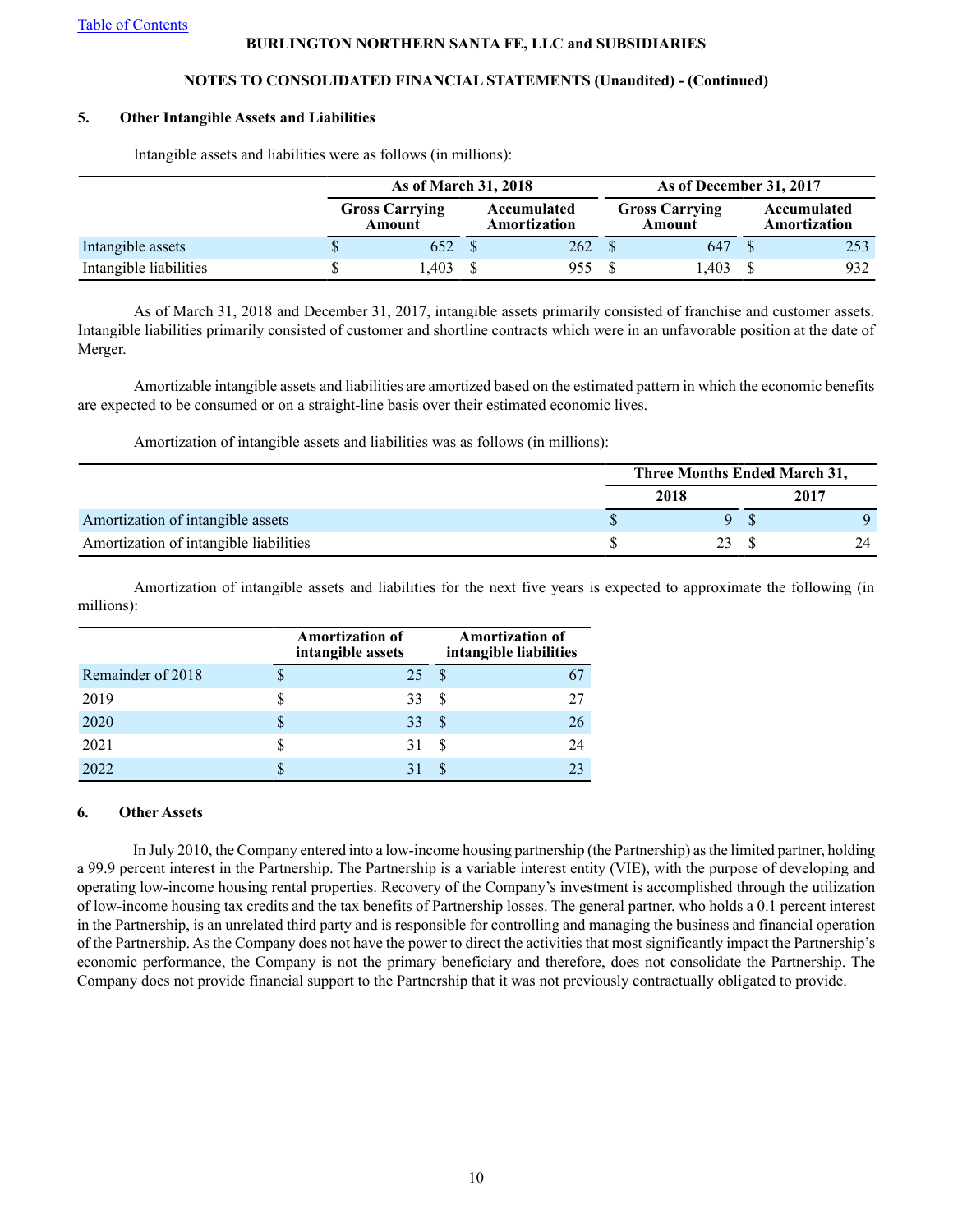### 5. Other Intangible Assets and Liabilities

Intangible assets and liabilities were as follows (in millions):

| | As of March 31, 2018 | | As of December 31, 2017 | |
|---|---|---|---|---|
| | Gross Carrying Amount | Accumulated Amortization | Gross Carrying Amount | Accumulated Amortization |
| Intangible assets | $ 652 | $ 262 | $ 647 | $ 253 |
| Intangible liabilities | $ 1,403 | $ 955 | $ 1,403 | $ 932 |

As of March 31, 2018 and December 31, 2017, intangible assets primarily consisted of franchise and customer assets. Intangible liabilities primarily consisted of customer and shortline contracts which were in an unfavorable position at the date of Merger.

Amortizable intangible assets and liabilities are amortized based on the estimated pattern in which the economic benefits are expected to be consumed or on a straight-line basis over their estimated economic lives.

Amortization of intangible assets and liabilities was as follows (in millions):

| | Three Months Ended March 31, | |
|---|---|---|
| | 2018 | 2017 |
| Amortization of intangible assets | $ 9 | $ 9 |
| Amortization of intangible liabilities | $ 23 | $ 24 |

Amortization of intangible assets and liabilities for the next five years is expected to approximate the following (in millions):

| | Amortization of intangible assets | Amortization of intangible liabilities |
|---|---|---|
| Remainder of 2018 | $ 25 | $ 67 |
| 2019 | $ 33 | $ 27 |
| 2020 | $ 33 | $ 26 |
| 2021 | $ 31 | $ 24 |
| 2022 | $ 31 | $ 23 |

### 6. Other Assets

In July 2010, the Company entered into a low-income housing partnership (the Partnership) as the limited partner, holding a 99.9 percent interest in the Partnership. The Partnership is a variable interest entity (VIE), with the purpose of developing and operating low-income housing rental properties. Recovery of the Company's investment is accomplished through the utilization of low-income housing tax credits and the tax benefits of Partnership losses. The general partner, who holds a 0.1 percent interest in the Partnership, is an unrelated third party and is responsible for controlling and managing the business and financial operation of the Partnership. As the Company does not have the power to direct the activities that most significantly impact the Partnership's economic performance, the Company is not the primary beneficiary and therefore, does not consolidate the Partnership. The Company does not provide financial support to the Partnership that it was not previously contractually obligated to provide.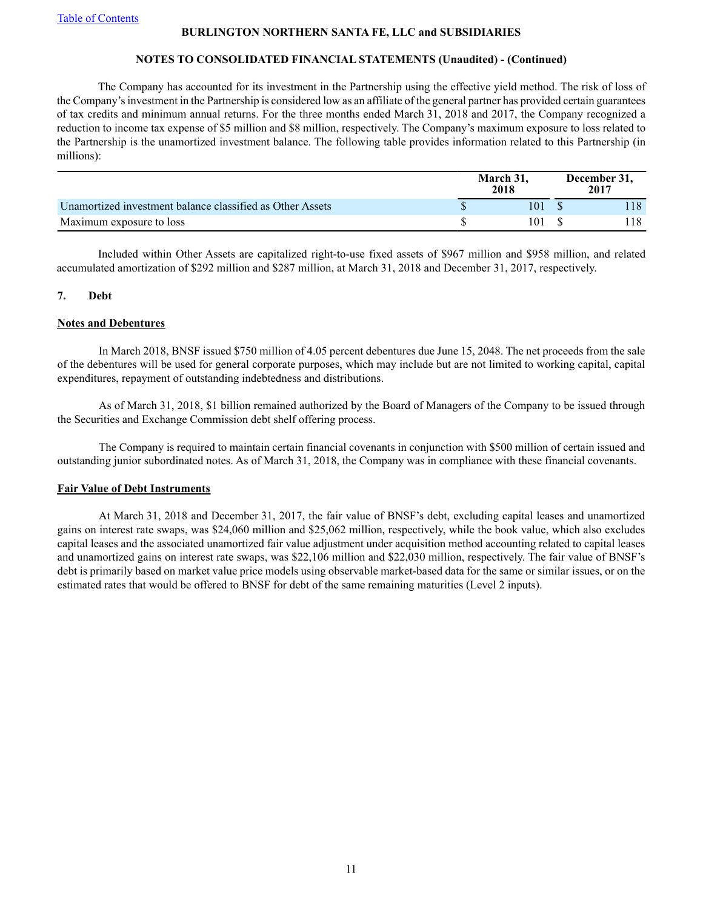The Company has accounted for its investment in the Partnership using the effective yield method. The risk of loss of the Company's investment in the Partnership is considered low as an affiliate of the general partner has provided certain guarantees of tax credits and minimum annual returns. For the three months ended March 31, 2018 and 2017, the Company recognized a reduction to income tax expense of $5 million and $8 million, respectively. The Company's maximum exposure to loss related to the Partnership is the unamortized investment balance. The following table provides information related to this Partnership (in millions):

| | March 31, 2018 | December 31, 2017 |
|---|---|---|
| Unamortized investment balance classified as Other Assets | $ 101 | $ 118 |
| Maximum exposure to loss | $ 101 | $ 118 |

Included within Other Assets are capitalized right-to-use fixed assets of $967 million and $958 million, and related accumulated amortization of $292 million and $287 million, at March 31, 2018 and December 31, 2017, respectively.

## 7. Debt

**Notes and Debentures**

In March 2018, BNSF issued $750 million of 4.05 percent debentures due June 15, 2048. The net proceeds from the sale of the debentures will be used for general corporate purposes, which may include but are not limited to working capital, capital expenditures, repayment of outstanding indebtedness and distributions.

As of March 31, 2018, $1 billion remained authorized by the Board of Managers of the Company to be issued through the Securities and Exchange Commission debt shelf offering process.

The Company is required to maintain certain financial covenants in conjunction with $500 million of certain issued and outstanding junior subordinated notes. As of March 31, 2018, the Company was in compliance with these financial covenants.

**Fair Value of Debt Instruments**

At March 31, 2018 and December 31, 2017, the fair value of BNSF's debt, excluding capital leases and unamortized gains on interest rate swaps, was $24,060 million and $25,062 million, respectively, while the book value, which also excludes capital leases and the associated unamortized fair value adjustment under acquisition method accounting related to capital leases and unamortized gains on interest rate swaps, was $22,106 million and $22,030 million, respectively. The fair value of BNSF's debt is primarily based on market value price models using observable market-based data for the same or similar issues, or on the estimated rates that would be offered to BNSF for debt of the same remaining maturities (Level 2 inputs).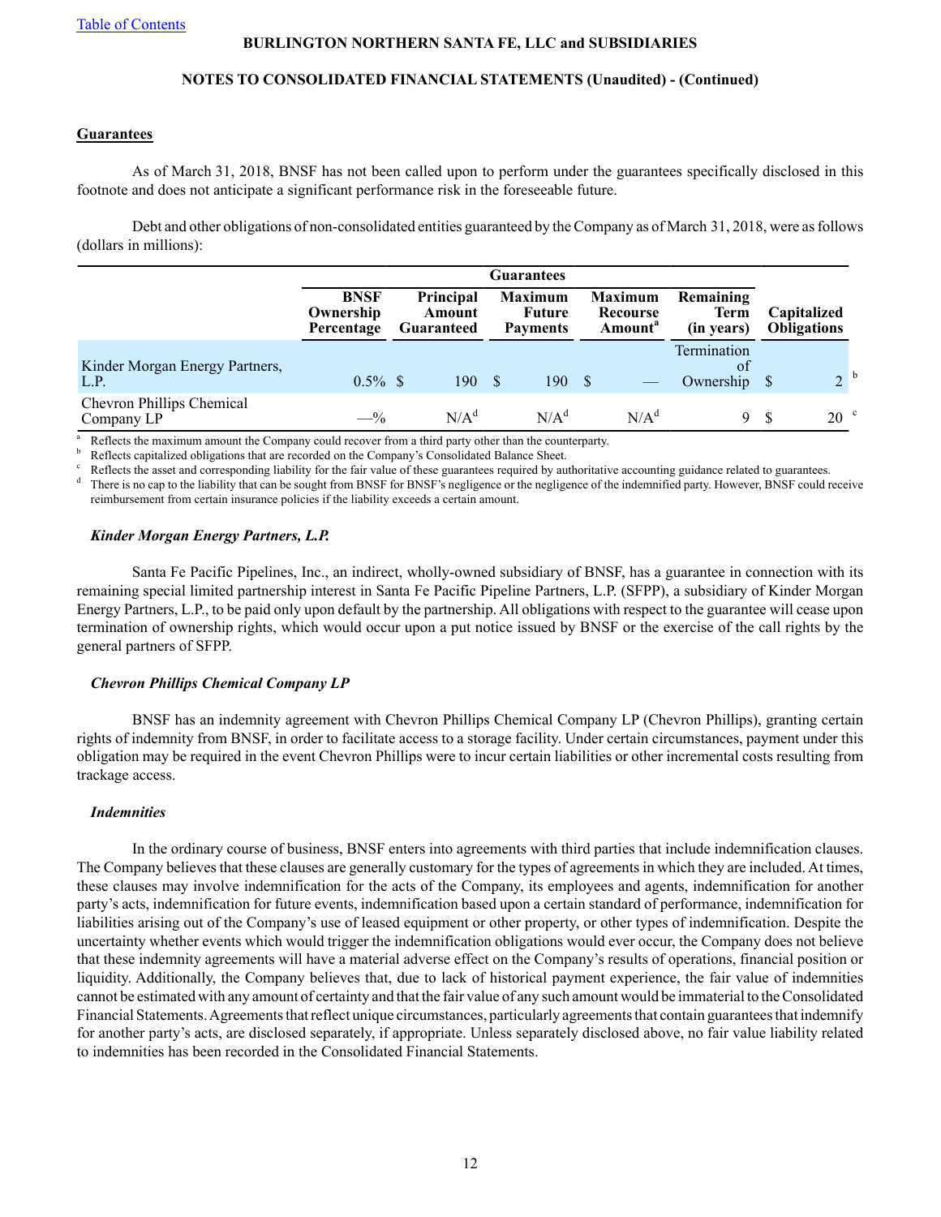Table of Contents

BURLINGTON NORTHERN SANTA FE, LLC and SUBSIDIARIES

NOTES TO CONSOLIDATED FINANCIAL STATEMENTS (Unaudited) - (Continued)

**Guarantees**

As of March 31, 2018, BNSF has not been called upon to perform under the guarantees specifically disclosed in this footnote and does not anticipate a significant performance risk in the foreseeable future.

Debt and other obligations of non-consolidated entities guaranteed by the Company as of March 31, 2018, were as follows (dollars in millions):

| | Guarantees | | | | | |
|---|---|---|---|---|---|---|
| | **BNSF Ownership Percentage** | **Principal Amount Guaranteed** | **Maximum Future Payments** | **Maximum Recourse Amount**[a] | **Remaining Term (in years)** | **Capitalized Obligations** |
| Kinder Morgan Energy Partners, L.P. | 0.5% | $ 190 | $ 190 | $ — | Termination of Ownership | $ 2 [b] |
| Chevron Phillips Chemical Company LP | —% | N/A[d] | N/A[d] | N/A[d] | 9 | $ 20 [c] |

[a] Reflects the maximum amount the Company could recover from a third party other than the counterparty.
[b] Reflects capitalized obligations that are recorded on the Company's Consolidated Balance Sheet.
[c] Reflects the asset and corresponding liability for the fair value of these guarantees required by authoritative accounting guidance related to guarantees.
[d] There is no cap to the liability that can be sought from BNSF for BNSF's negligence or the negligence of the indemnified party. However, BNSF could receive reimbursement from certain insurance policies if the liability exceeds a certain amount.

***Kinder Morgan Energy Partners, L.P.***

Santa Fe Pacific Pipelines, Inc., an indirect, wholly-owned subsidiary of BNSF, has a guarantee in connection with its remaining special limited partnership interest in Santa Fe Pacific Pipeline Partners, L.P. (SFPP), a subsidiary of Kinder Morgan Energy Partners, L.P., to be paid only upon default by the partnership. All obligations with respect to the guarantee will cease upon termination of ownership rights, which would occur upon a put notice issued by BNSF or the exercise of the call rights by the general partners of SFPP.

***Chevron Phillips Chemical Company LP***

BNSF has an indemnity agreement with Chevron Phillips Chemical Company LP (Chevron Phillips), granting certain rights of indemnity from BNSF, in order to facilitate access to a storage facility. Under certain circumstances, payment under this obligation may be required in the event Chevron Phillips were to incur certain liabilities or other incremental costs resulting from trackage access.

***Indemnities***

In the ordinary course of business, BNSF enters into agreements with third parties that include indemnification clauses. The Company believes that these clauses are generally customary for the types of agreements in which they are included. At times, these clauses may involve indemnification for the acts of the Company, its employees and agents, indemnification for another party's acts, indemnification for future events, indemnification based upon a certain standard of performance, indemnification for liabilities arising out of the Company's use of leased equipment or other property, or other types of indemnification. Despite the uncertainty whether events which would trigger the indemnification obligations would ever occur, the Company does not believe that these indemnity agreements will have a material adverse effect on the Company's results of operations, financial position or liquidity. Additionally, the Company believes that, due to lack of historical payment experience, the fair value of indemnities cannot be estimated with any amount of certainty and that the fair value of any such amount would be immaterial to the Consolidated Financial Statements. Agreements that reflect unique circumstances, particularly agreements that contain guarantees that indemnify for another party's acts, are disclosed separately, if appropriate. Unless separately disclosed above, no fair value liability related to indemnities has been recorded in the Consolidated Financial Statements.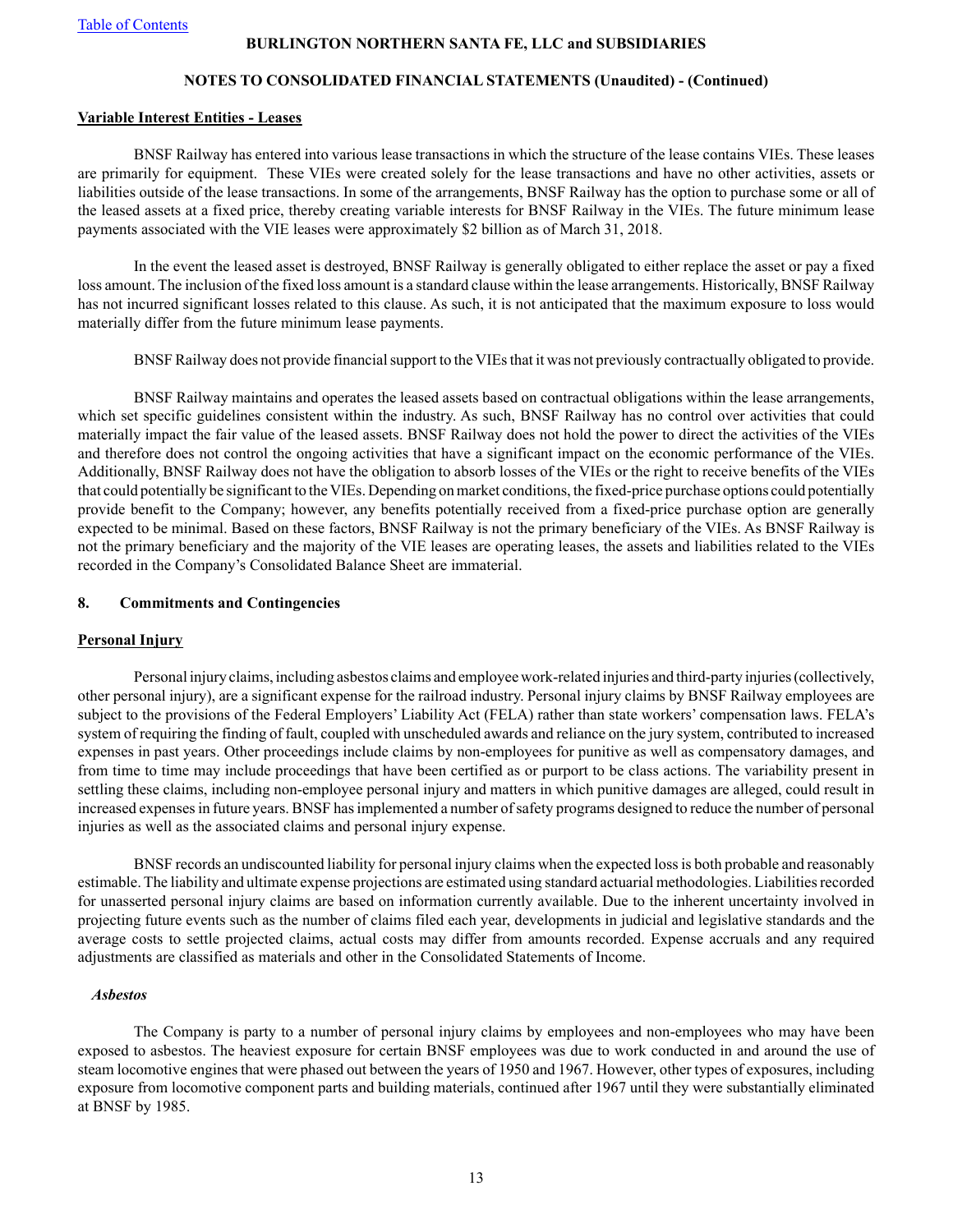**Variable Interest Entities - Leases**

BNSF Railway has entered into various lease transactions in which the structure of the lease contains VIEs. These leases are primarily for equipment. These VIEs were created solely for the lease transactions and have no other activities, assets or liabilities outside of the lease transactions. In some of the arrangements, BNSF Railway has the option to purchase some or all of the leased assets at a fixed price, thereby creating variable interests for BNSF Railway in the VIEs. The future minimum lease payments associated with the VIE leases were approximately $2 billion as of March 31, 2018.

In the event the leased asset is destroyed, BNSF Railway is generally obligated to either replace the asset or pay a fixed loss amount. The inclusion of the fixed loss amount is a standard clause within the lease arrangements. Historically, BNSF Railway has not incurred significant losses related to this clause. As such, it is not anticipated that the maximum exposure to loss would materially differ from the future minimum lease payments.

BNSF Railway does not provide financial support to the VIEs that it was not previously contractually obligated to provide.

BNSF Railway maintains and operates the leased assets based on contractual obligations within the lease arrangements, which set specific guidelines consistent within the industry. As such, BNSF Railway has no control over activities that could materially impact the fair value of the leased assets. BNSF Railway does not hold the power to direct the activities of the VIEs and therefore does not control the ongoing activities that have a significant impact on the economic performance of the VIEs. Additionally, BNSF Railway does not have the obligation to absorb losses of the VIEs or the right to receive benefits of the VIEs that could potentially be significant to the VIEs. Depending on market conditions, the fixed-price purchase options could potentially provide benefit to the Company; however, any benefits potentially received from a fixed-price purchase option are generally expected to be minimal. Based on these factors, BNSF Railway is not the primary beneficiary of the VIEs. As BNSF Railway is not the primary beneficiary and the majority of the VIE leases are operating leases, the assets and liabilities related to the VIEs recorded in the Company's Consolidated Balance Sheet are immaterial.

## 8. Commitments and Contingencies

**Personal Injury**

Personal injury claims, including asbestos claims and employee work-related injuries and third-party injuries (collectively, other personal injury), are a significant expense for the railroad industry. Personal injury claims by BNSF Railway employees are subject to the provisions of the Federal Employers' Liability Act (FELA) rather than state workers' compensation laws. FELA's system of requiring the finding of fault, coupled with unscheduled awards and reliance on the jury system, contributed to increased expenses in past years. Other proceedings include claims by non-employees for punitive as well as compensatory damages, and from time to time may include proceedings that have been certified as or purport to be class actions. The variability present in settling these claims, including non-employee personal injury and matters in which punitive damages are alleged, could result in increased expenses in future years. BNSF has implemented a number of safety programs designed to reduce the number of personal injuries as well as the associated claims and personal injury expense.

BNSF records an undiscounted liability for personal injury claims when the expected loss is both probable and reasonably estimable. The liability and ultimate expense projections are estimated using standard actuarial methodologies. Liabilities recorded for unasserted personal injury claims are based on information currently available. Due to the inherent uncertainty involved in projecting future events such as the number of claims filed each year, developments in judicial and legislative standards and the average costs to settle projected claims, actual costs may differ from amounts recorded. Expense accruals and any required adjustments are classified as materials and other in the Consolidated Statements of Income.

***Asbestos***

The Company is party to a number of personal injury claims by employees and non-employees who may have been exposed to asbestos. The heaviest exposure for certain BNSF employees was due to work conducted in and around the use of steam locomotive engines that were phased out between the years of 1950 and 1967. However, other types of exposures, including exposure from locomotive component parts and building materials, continued after 1967 until they were substantially eliminated at BNSF by 1985.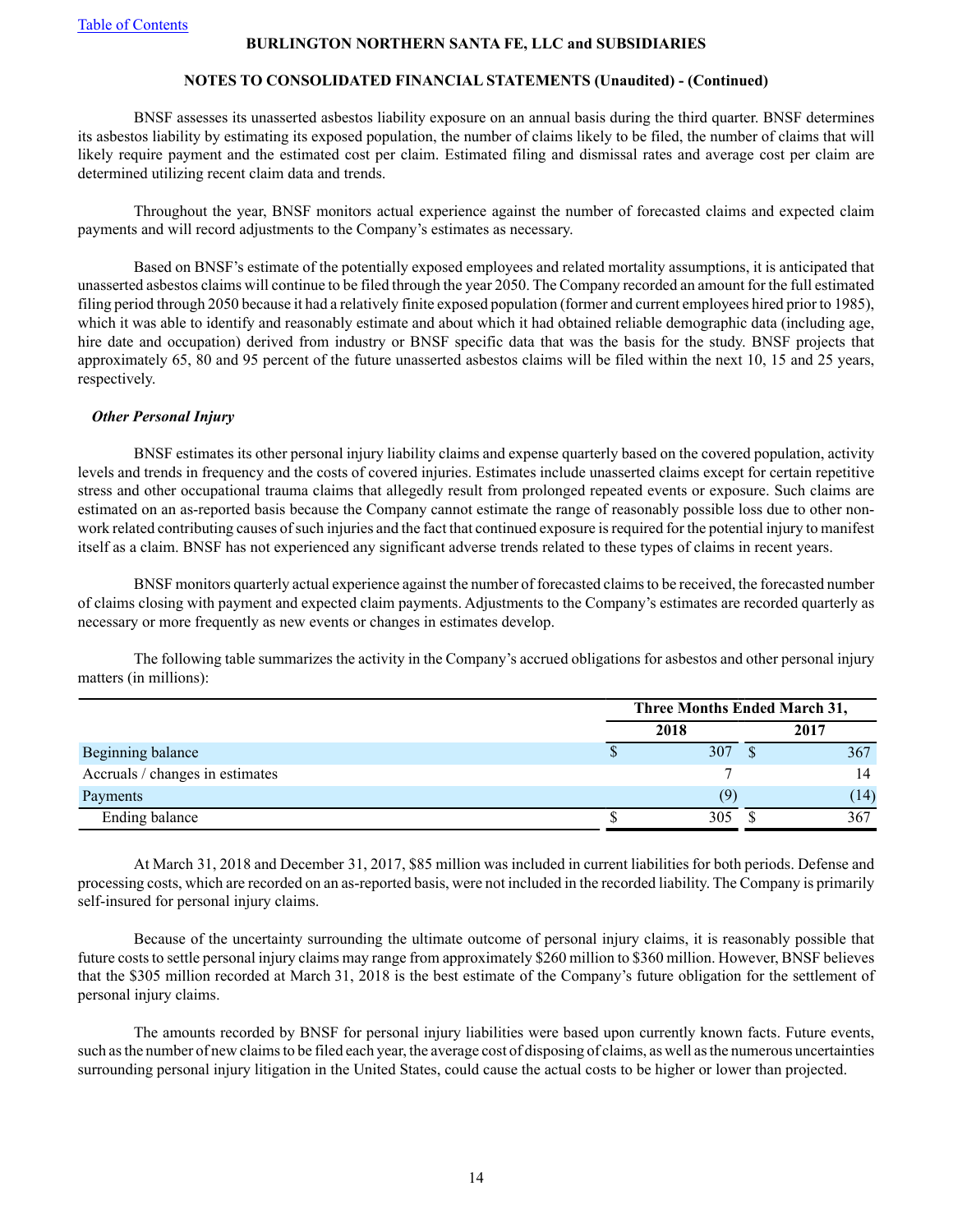BNSF assesses its unasserted asbestos liability exposure on an annual basis during the third quarter. BNSF determines its asbestos liability by estimating its exposed population, the number of claims likely to be filed, the number of claims that will likely require payment and the estimated cost per claim. Estimated filing and dismissal rates and average cost per claim are determined utilizing recent claim data and trends.

Throughout the year, BNSF monitors actual experience against the number of forecasted claims and expected claim payments and will record adjustments to the Company's estimates as necessary.

Based on BNSF's estimate of the potentially exposed employees and related mortality assumptions, it is anticipated that unasserted asbestos claims will continue to be filed through the year 2050. The Company recorded an amount for the full estimated filing period through 2050 because it had a relatively finite exposed population (former and current employees hired prior to 1985), which it was able to identify and reasonably estimate and about which it had obtained reliable demographic data (including age, hire date and occupation) derived from industry or BNSF specific data that was the basis for the study. BNSF projects that approximately 65, 80 and 95 percent of the future unasserted asbestos claims will be filed within the next 10, 15 and 25 years, respectively.

***Other Personal Injury***

BNSF estimates its other personal injury liability claims and expense quarterly based on the covered population, activity levels and trends in frequency and the costs of covered injuries. Estimates include unasserted claims except for certain repetitive stress and other occupational trauma claims that allegedly result from prolonged repeated events or exposure. Such claims are estimated on an as-reported basis because the Company cannot estimate the range of reasonably possible loss due to other non-work related contributing causes of such injuries and the fact that continued exposure is required for the potential injury to manifest itself as a claim. BNSF has not experienced any significant adverse trends related to these types of claims in recent years.

BNSF monitors quarterly actual experience against the number of forecasted claims to be received, the forecasted number of claims closing with payment and expected claim payments. Adjustments to the Company's estimates are recorded quarterly as necessary or more frequently as new events or changes in estimates develop.

The following table summarizes the activity in the Company's accrued obligations for asbestos and other personal injury matters (in millions):

| | Three Months Ended March 31, | |
|---|---|---|
| | 2018 | 2017 |
| Beginning balance | $ 307 | $ 367 |
| Accruals / changes in estimates | 7 | 14 |
| Payments | (9) | (14) |
| Ending balance | $ 305 | $ 367 |

At March 31, 2018 and December 31, 2017, $85 million was included in current liabilities for both periods. Defense and processing costs, which are recorded on an as-reported basis, were not included in the recorded liability. The Company is primarily self-insured for personal injury claims.

Because of the uncertainty surrounding the ultimate outcome of personal injury claims, it is reasonably possible that future costs to settle personal injury claims may range from approximately $260 million to $360 million. However, BNSF believes that the $305 million recorded at March 31, 2018 is the best estimate of the Company's future obligation for the settlement of personal injury claims.

The amounts recorded by BNSF for personal injury liabilities were based upon currently known facts. Future events, such as the number of new claims to be filed each year, the average cost of disposing of claims, as well as the numerous uncertainties surrounding personal injury litigation in the United States, could cause the actual costs to be higher or lower than projected.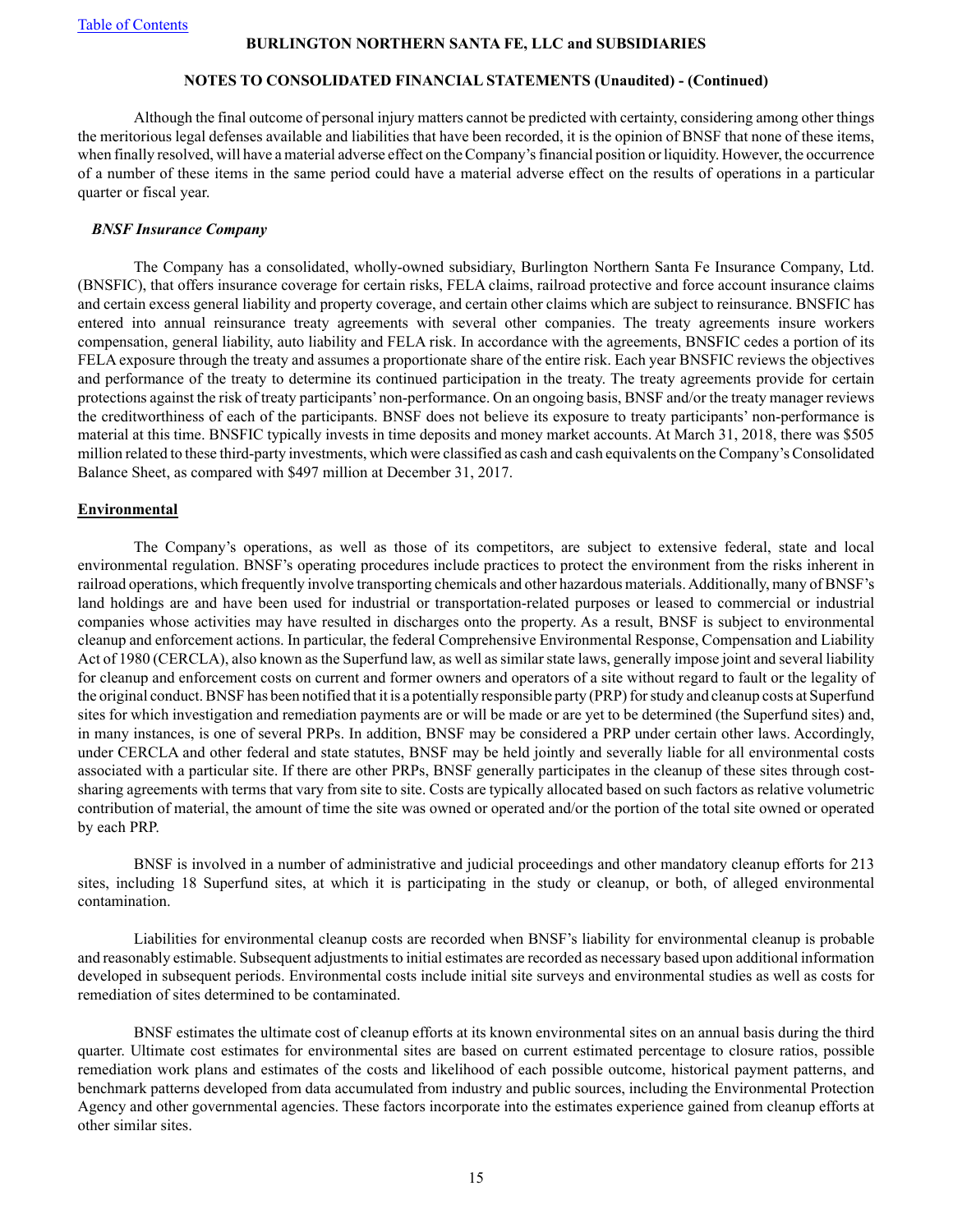Although the final outcome of personal injury matters cannot be predicted with certainty, considering among other things the meritorious legal defenses available and liabilities that have been recorded, it is the opinion of BNSF that none of these items, when finally resolved, will have a material adverse effect on the Company's financial position or liquidity. However, the occurrence of a number of these items in the same period could have a material adverse effect on the results of operations in a particular quarter or fiscal year.

***BNSF Insurance Company***

The Company has a consolidated, wholly-owned subsidiary, Burlington Northern Santa Fe Insurance Company, Ltd. (BNSFIC), that offers insurance coverage for certain risks, FELA claims, railroad protective and force account insurance claims and certain excess general liability and property coverage, and certain other claims which are subject to reinsurance. BNSFIC has entered into annual reinsurance treaty agreements with several other companies. The treaty agreements insure workers compensation, general liability, auto liability and FELA risk. In accordance with the agreements, BNSFIC cedes a portion of its FELA exposure through the treaty and assumes a proportionate share of the entire risk. Each year BNSFIC reviews the objectives and performance of the treaty to determine its continued participation in the treaty. The treaty agreements provide for certain protections against the risk of treaty participants' non-performance. On an ongoing basis, BNSF and/or the treaty manager reviews the creditworthiness of each of the participants. BNSF does not believe its exposure to treaty participants' non-performance is material at this time. BNSFIC typically invests in time deposits and money market accounts. At March 31, 2018, there was $505 million related to these third-party investments, which were classified as cash and cash equivalents on the Company's Consolidated Balance Sheet, as compared with $497 million at December 31, 2017.

## Environmental

The Company's operations, as well as those of its competitors, are subject to extensive federal, state and local environmental regulation. BNSF's operating procedures include practices to protect the environment from the risks inherent in railroad operations, which frequently involve transporting chemicals and other hazardous materials. Additionally, many of BNSF's land holdings are and have been used for industrial or transportation-related purposes or leased to commercial or industrial companies whose activities may have resulted in discharges onto the property. As a result, BNSF is subject to environmental cleanup and enforcement actions. In particular, the federal Comprehensive Environmental Response, Compensation and Liability Act of 1980 (CERCLA), also known as the Superfund law, as well as similar state laws, generally impose joint and several liability for cleanup and enforcement costs on current and former owners and operators of a site without regard to fault or the legality of the original conduct. BNSF has been notified that it is a potentially responsible party (PRP) for study and cleanup costs at Superfund sites for which investigation and remediation payments are or will be made or are yet to be determined (the Superfund sites) and, in many instances, is one of several PRPs. In addition, BNSF may be considered a PRP under certain other laws. Accordingly, under CERCLA and other federal and state statutes, BNSF may be held jointly and severally liable for all environmental costs associated with a particular site. If there are other PRPs, BNSF generally participates in the cleanup of these sites through cost-sharing agreements with terms that vary from site to site. Costs are typically allocated based on such factors as relative volumetric contribution of material, the amount of time the site was owned or operated and/or the portion of the total site owned or operated by each PRP.

BNSF is involved in a number of administrative and judicial proceedings and other mandatory cleanup efforts for 213 sites, including 18 Superfund sites, at which it is participating in the study or cleanup, or both, of alleged environmental contamination.

Liabilities for environmental cleanup costs are recorded when BNSF's liability for environmental cleanup is probable and reasonably estimable. Subsequent adjustments to initial estimates are recorded as necessary based upon additional information developed in subsequent periods. Environmental costs include initial site surveys and environmental studies as well as costs for remediation of sites determined to be contaminated.

BNSF estimates the ultimate cost of cleanup efforts at its known environmental sites on an annual basis during the third quarter. Ultimate cost estimates for environmental sites are based on current estimated percentage to closure ratios, possible remediation work plans and estimates of the costs and likelihood of each possible outcome, historical payment patterns, and benchmark patterns developed from data accumulated from industry and public sources, including the Environmental Protection Agency and other governmental agencies. These factors incorporate into the estimates experience gained from cleanup efforts at other similar sites.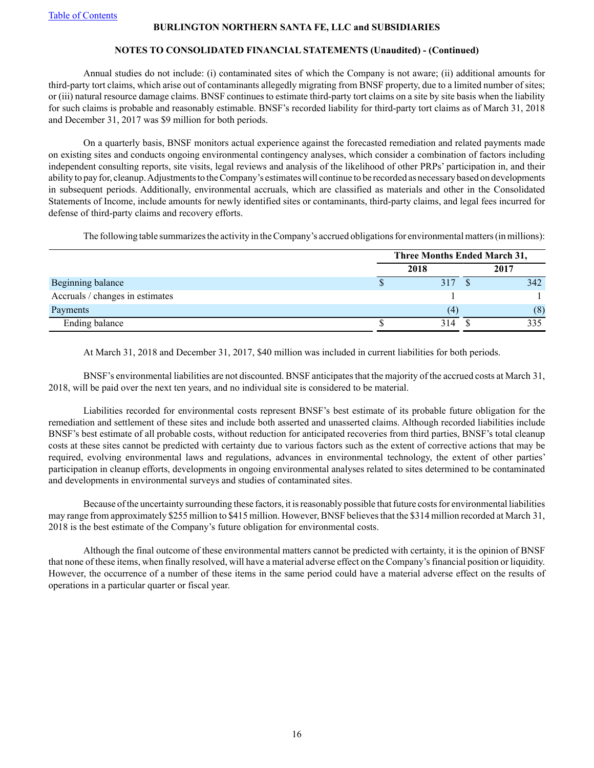Annual studies do not include: (i) contaminated sites of which the Company is not aware; (ii) additional amounts for third-party tort claims, which arise out of contaminants allegedly migrating from BNSF property, due to a limited number of sites; or (iii) natural resource damage claims. BNSF continues to estimate third-party tort claims on a site by site basis when the liability for such claims is probable and reasonably estimable. BNSF's recorded liability for third-party tort claims as of March 31, 2018 and December 31, 2017 was $9 million for both periods.

On a quarterly basis, BNSF monitors actual experience against the forecasted remediation and related payments made on existing sites and conducts ongoing environmental contingency analyses, which consider a combination of factors including independent consulting reports, site visits, legal reviews and analysis of the likelihood of other PRPs' participation in, and their ability to pay for, cleanup. Adjustments to the Company's estimates will continue to be recorded as necessary based on developments in subsequent periods. Additionally, environmental accruals, which are classified as materials and other in the Consolidated Statements of Income, include amounts for newly identified sites or contaminants, third-party claims, and legal fees incurred for defense of third-party claims and recovery efforts.

The following table summarizes the activity in the Company's accrued obligations for environmental matters (in millions):

| | Three Months Ended March 31, | |
|---|---|---|
| | 2018 | 2017 |
| Beginning balance | $ 317 | $ 342 |
| Accruals / changes in estimates | 1 | 1 |
| Payments | (4) | (8) |
| Ending balance | $ 314 | $ 335 |

At March 31, 2018 and December 31, 2017, $40 million was included in current liabilities for both periods.

BNSF's environmental liabilities are not discounted. BNSF anticipates that the majority of the accrued costs at March 31, 2018, will be paid over the next ten years, and no individual site is considered to be material.

Liabilities recorded for environmental costs represent BNSF's best estimate of its probable future obligation for the remediation and settlement of these sites and include both asserted and unasserted claims. Although recorded liabilities include BNSF's best estimate of all probable costs, without reduction for anticipated recoveries from third parties, BNSF's total cleanup costs at these sites cannot be predicted with certainty due to various factors such as the extent of corrective actions that may be required, evolving environmental laws and regulations, advances in environmental technology, the extent of other parties' participation in cleanup efforts, developments in ongoing environmental analyses related to sites determined to be contaminated and developments in environmental surveys and studies of contaminated sites.

Because of the uncertainty surrounding these factors, it is reasonably possible that future costs for environmental liabilities may range from approximately $255 million to $415 million. However, BNSF believes that the $314 million recorded at March 31, 2018 is the best estimate of the Company's future obligation for environmental costs.

Although the final outcome of these environmental matters cannot be predicted with certainty, it is the opinion of BNSF that none of these items, when finally resolved, will have a material adverse effect on the Company's financial position or liquidity. However, the occurrence of a number of these items in the same period could have a material adverse effect on the results of operations in a particular quarter or fiscal year.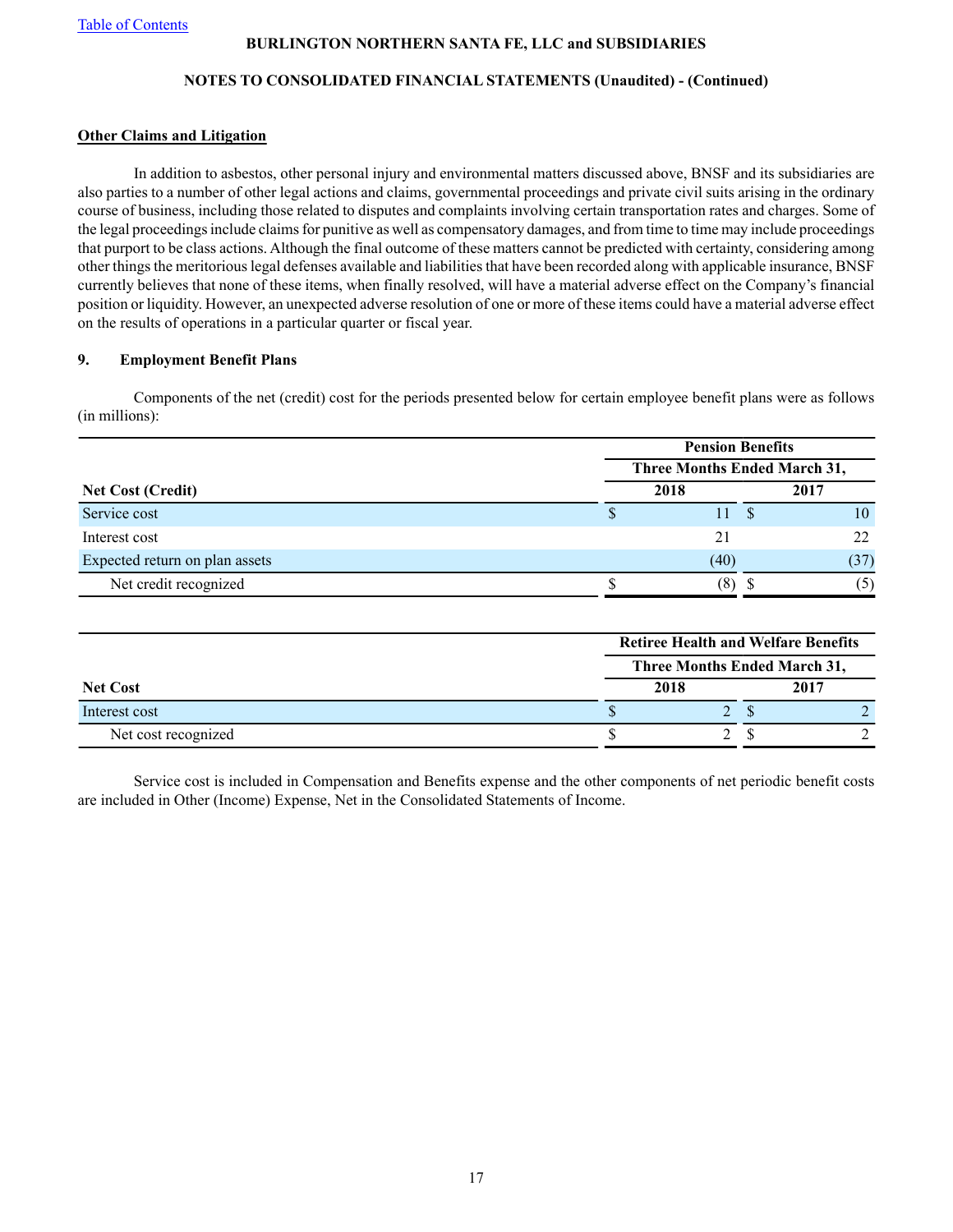**Other Claims and Litigation**

In addition to asbestos, other personal injury and environmental matters discussed above, BNSF and its subsidiaries are also parties to a number of other legal actions and claims, governmental proceedings and private civil suits arising in the ordinary course of business, including those related to disputes and complaints involving certain transportation rates and charges. Some of the legal proceedings include claims for punitive as well as compensatory damages, and from time to time may include proceedings that purport to be class actions. Although the final outcome of these matters cannot be predicted with certainty, considering among other things the meritorious legal defenses available and liabilities that have been recorded along with applicable insurance, BNSF currently believes that none of these items, when finally resolved, will have a material adverse effect on the Company's financial position or liquidity. However, an unexpected adverse resolution of one or more of these items could have a material adverse effect on the results of operations in a particular quarter or fiscal year.

## 9. Employment Benefit Plans

Components of the net (credit) cost for the periods presented below for certain employee benefit plans were as follows (in millions):

| | Pension Benefits | |
|---|---|---|
| | Three Months Ended March 31, | |
| **Net Cost (Credit)** | **2018** | **2017** |
| Service cost | $ 11 | $ 10 |
| Interest cost | 21 | 22 |
| Expected return on plan assets | (40) | (37) |
| Net credit recognized | $ (8) | $ (5) |

| | Retiree Health and Welfare Benefits | |
|---|---|---|
| | Three Months Ended March 31, | |
| **Net Cost** | **2018** | **2017** |
| Interest cost | $ 2 | $ 2 |
| Net cost recognized | $ 2 | $ 2 |

Service cost is included in Compensation and Benefits expense and the other components of net periodic benefit costs are included in Other (Income) Expense, Net in the Consolidated Statements of Income.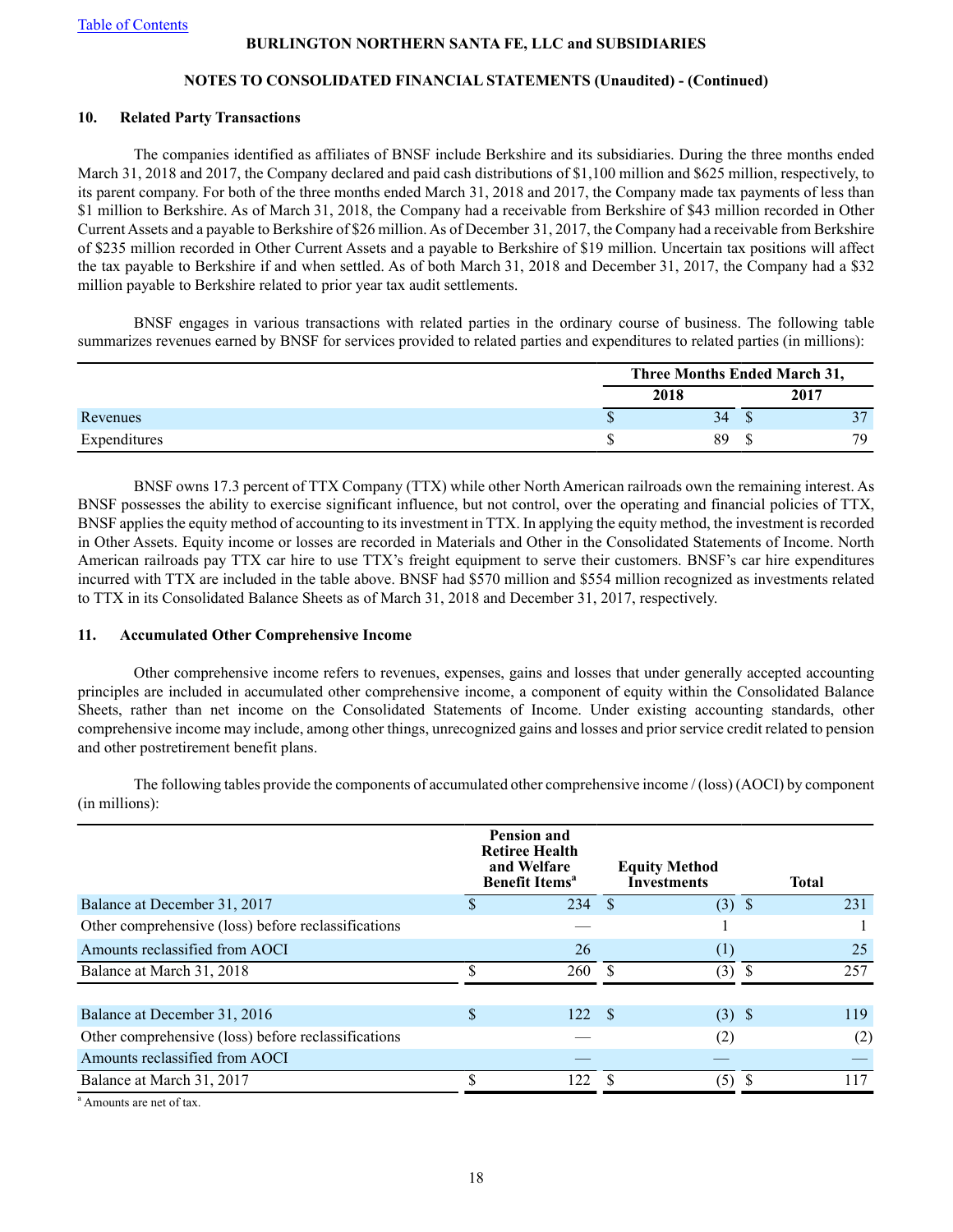BURLINGTON NORTHERN SANTA FE, LLC and SUBSIDIARIES

NOTES TO CONSOLIDATED FINANCIAL STATEMENTS (Unaudited) - (Continued)

### 10. Related Party Transactions

The companies identified as affiliates of BNSF include Berkshire and its subsidiaries. During the three months ended March 31, 2018 and 2017, the Company declared and paid cash distributions of $1,100 million and $625 million, respectively, to its parent company. For both of the three months ended March 31, 2018 and 2017, the Company made tax payments of less than $1 million to Berkshire. As of March 31, 2018, the Company had a receivable from Berkshire of $43 million recorded in Other Current Assets and a payable to Berkshire of $26 million. As of December 31, 2017, the Company had a receivable from Berkshire of $235 million recorded in Other Current Assets and a payable to Berkshire of $19 million. Uncertain tax positions will affect the tax payable to Berkshire if and when settled. As of both March 31, 2018 and December 31, 2017, the Company had a $32 million payable to Berkshire related to prior year tax audit settlements.

BNSF engages in various transactions with related parties in the ordinary course of business. The following table summarizes revenues earned by BNSF for services provided to related parties and expenditures to related parties (in millions):

| | Three Months Ended March 31, | |
|---|---|---|
| | 2018 | 2017 |
| Revenues | $ 34 | $ 37 |
| Expenditures | $ 89 | $ 79 |

BNSF owns 17.3 percent of TTX Company (TTX) while other North American railroads own the remaining interest. As BNSF possesses the ability to exercise significant influence, but not control, over the operating and financial policies of TTX, BNSF applies the equity method of accounting to its investment in TTX. In applying the equity method, the investment is recorded in Other Assets. Equity income or losses are recorded in Materials and Other in the Consolidated Statements of Income. North American railroads pay TTX car hire to use TTX's freight equipment to serve their customers. BNSF's car hire expenditures incurred with TTX are included in the table above. BNSF had $570 million and $554 million recognized as investments related to TTX in its Consolidated Balance Sheets as of March 31, 2018 and December 31, 2017, respectively.

### 11. Accumulated Other Comprehensive Income

Other comprehensive income refers to revenues, expenses, gains and losses that under generally accepted accounting principles are included in accumulated other comprehensive income, a component of equity within the Consolidated Balance Sheets, rather than net income on the Consolidated Statements of Income. Under existing accounting standards, other comprehensive income may include, among other things, unrecognized gains and losses and prior service credit related to pension and other postretirement benefit plans.

The following tables provide the components of accumulated other comprehensive income / (loss) (AOCI) by component (in millions):

| | Pension and Retiree Health and Welfare Benefit Items[a] | Equity Method Investments | Total |
|---|---|---|---|
| Balance at December 31, 2017 | $ 234 | $ (3) | $ 231 |
| Other comprehensive (loss) before reclassifications | — | 1 | 1 |
| Amounts reclassified from AOCI | 26 | (1) | 25 |
| Balance at March 31, 2018 | $ 260 | $ (3) | $ 257 |
| | | | |
| Balance at December 31, 2016 | $ 122 | $ (3) | $ 119 |
| Other comprehensive (loss) before reclassifications | — | (2) | (2) |
| Amounts reclassified from AOCI | — | — | — |
| Balance at March 31, 2017 | $ 122 | $ (5) | $ 117 |

[a] Amounts are net of tax.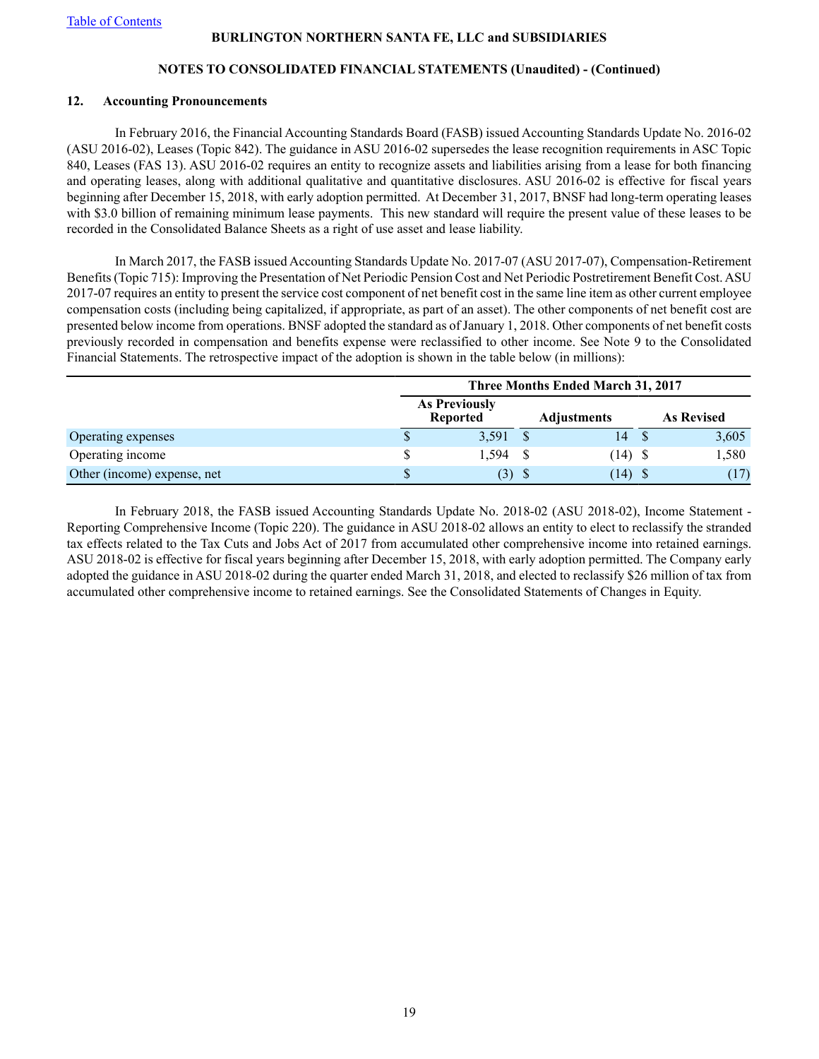BURLINGTON NORTHERN SANTA FE, LLC and SUBSIDIARIES

NOTES TO CONSOLIDATED FINANCIAL STATEMENTS (Unaudited) - (Continued)

## 12. Accounting Pronouncements

In February 2016, the Financial Accounting Standards Board (FASB) issued Accounting Standards Update No. 2016-02 (ASU 2016-02), Leases (Topic 842). The guidance in ASU 2016-02 supersedes the lease recognition requirements in ASC Topic 840, Leases (FAS 13). ASU 2016-02 requires an entity to recognize assets and liabilities arising from a lease for both financing and operating leases, along with additional qualitative and quantitative disclosures. ASU 2016-02 is effective for fiscal years beginning after December 15, 2018, with early adoption permitted. At December 31, 2017, BNSF had long-term operating leases with $3.0 billion of remaining minimum lease payments. This new standard will require the present value of these leases to be recorded in the Consolidated Balance Sheets as a right of use asset and lease liability.

In March 2017, the FASB issued Accounting Standards Update No. 2017-07 (ASU 2017-07), Compensation-Retirement Benefits (Topic 715): Improving the Presentation of Net Periodic Pension Cost and Net Periodic Postretirement Benefit Cost. ASU 2017-07 requires an entity to present the service cost component of net benefit cost in the same line item as other current employee compensation costs (including being capitalized, if appropriate, as part of an asset). The other components of net benefit cost are presented below income from operations. BNSF adopted the standard as of January 1, 2018. Other components of net benefit costs previously recorded in compensation and benefits expense were reclassified to other income. See Note 9 to the Consolidated Financial Statements. The retrospective impact of the adoption is shown in the table below (in millions):

| | Three Months Ended March 31, 2017 | | |
|---|---|---|---|
| | **As Previously Reported** | **Adjustments** | **As Revised** |
| Operating expenses | $ 3,591 | $ 14 | $ 3,605 |
| Operating income | $ 1,594 | $ (14) | $ 1,580 |
| Other (income) expense, net | $ (3) | $ (14) | $ (17) |

In February 2018, the FASB issued Accounting Standards Update No. 2018-02 (ASU 2018-02), Income Statement - Reporting Comprehensive Income (Topic 220). The guidance in ASU 2018-02 allows an entity to elect to reclassify the stranded tax effects related to the Tax Cuts and Jobs Act of 2017 from accumulated other comprehensive income into retained earnings. ASU 2018-02 is effective for fiscal years beginning after December 15, 2018, with early adoption permitted. The Company early adopted the guidance in ASU 2018-02 during the quarter ended March 31, 2018, and elected to reclassify $26 million of tax from accumulated other comprehensive income to retained earnings. See the Consolidated Statements of Changes in Equity.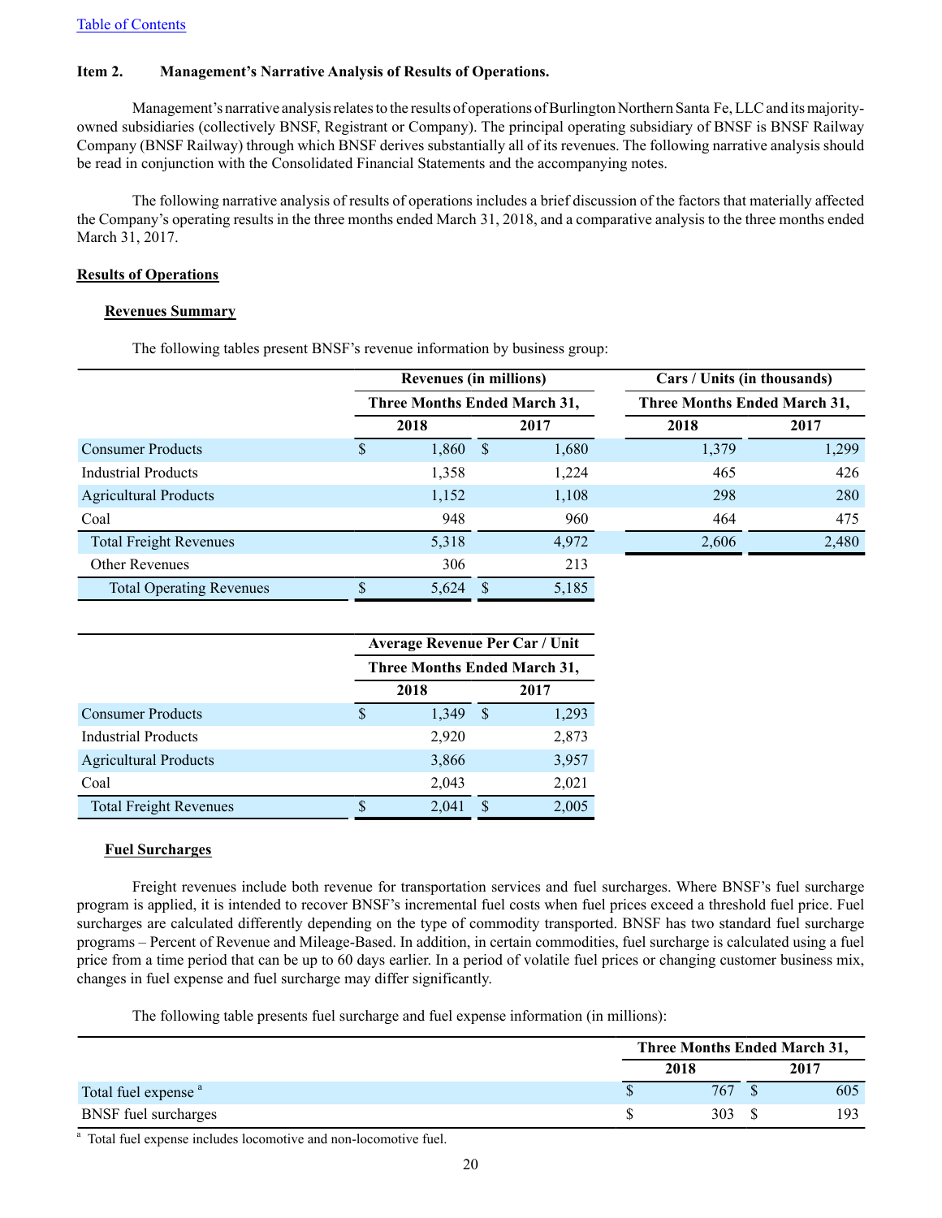[Table of Contents](#)

**Item 2. Management's Narrative Analysis of Results of Operations.**

Management's narrative analysis relates to the results of operations of Burlington Northern Santa Fe, LLC and its majority-owned subsidiaries (collectively BNSF, Registrant or Company). The principal operating subsidiary of BNSF is BNSF Railway Company (BNSF Railway) through which BNSF derives substantially all of its revenues. The following narrative analysis should be read in conjunction with the Consolidated Financial Statements and the accompanying notes.

The following narrative analysis of results of operations includes a brief discussion of the factors that materially affected the Company's operating results in the three months ended March 31, 2018, and a comparative analysis to the three months ended March 31, 2017.

**Results of Operations**

**Revenues Summary**

The following tables present BNSF's revenue information by business group:

| | Revenues (in millions) | | Cars / Units (in thousands) | |
|---|---|---|---|---|
| | Three Months Ended March 31, | | Three Months Ended March 31, | |
| | 2018 | 2017 | 2018 | 2017 |
| Consumer Products | $ 1,860 | $ 1,680 | 1,379 | 1,299 |
| Industrial Products | 1,358 | 1,224 | 465 | 426 |
| Agricultural Products | 1,152 | 1,108 | 298 | 280 |
| Coal | 948 | 960 | 464 | 475 |
| Total Freight Revenues | 5,318 | 4,972 | 2,606 | 2,480 |
| Other Revenues | 306 | 213 | | |
| Total Operating Revenues | $ 5,624 | $ 5,185 | | |

| | Average Revenue Per Car / Unit | |
|---|---|---|
| | Three Months Ended March 31, | |
| | 2018 | 2017 |
| Consumer Products | $ 1,349 | $ 1,293 |
| Industrial Products | 2,920 | 2,873 |
| Agricultural Products | 3,866 | 3,957 |
| Coal | 2,043 | 2,021 |
| Total Freight Revenues | $ 2,041 | $ 2,005 |

**Fuel Surcharges**

Freight revenues include both revenue for transportation services and fuel surcharges. Where BNSF's fuel surcharge program is applied, it is intended to recover BNSF's incremental fuel costs when fuel prices exceed a threshold fuel price. Fuel surcharges are calculated differently depending on the type of commodity transported. BNSF has two standard fuel surcharge programs – Percent of Revenue and Mileage-Based. In addition, in certain commodities, fuel surcharge is calculated using a fuel price from a time period that can be up to 60 days earlier. In a period of volatile fuel prices or changing customer business mix, changes in fuel expense and fuel surcharge may differ significantly.

The following table presents fuel surcharge and fuel expense information (in millions):

| | Three Months Ended March 31, | |
|---|---|---|
| | 2018 | 2017 |
| Total fuel expense [a] | $ 767 | $ 605 |
| BNSF fuel surcharges | $ 303 | $ 193 |

[a] Total fuel expense includes locomotive and non-locomotive fuel.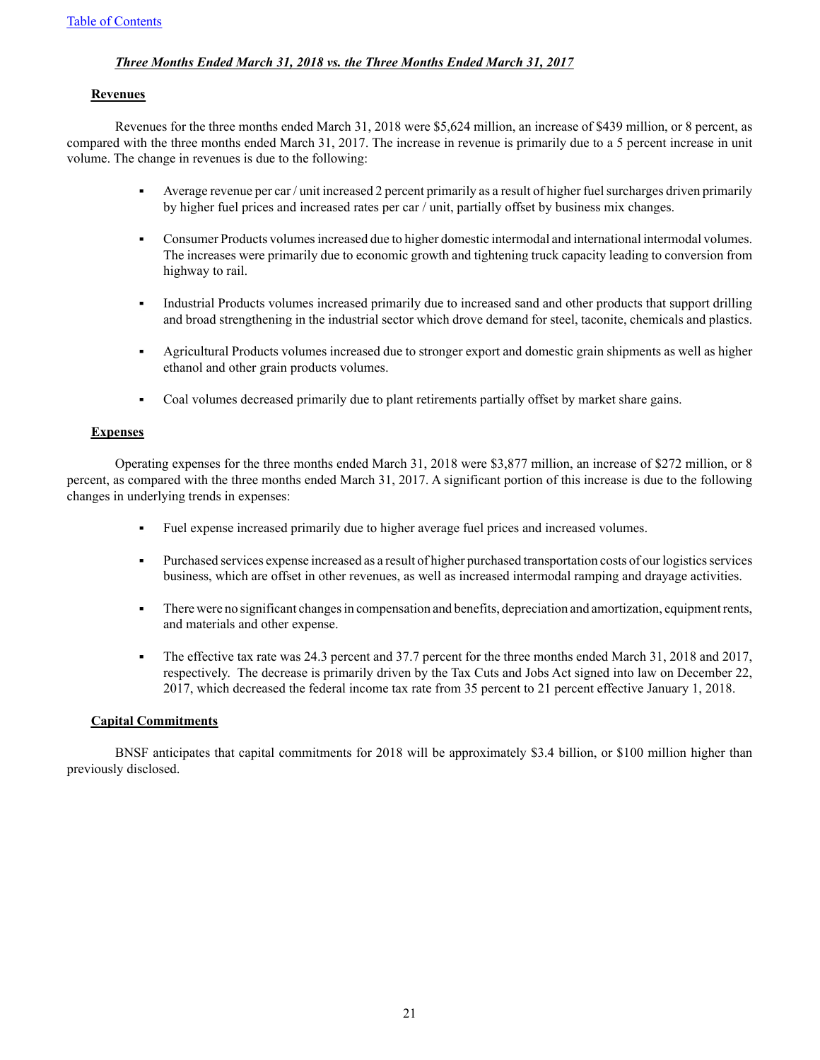***Three Months Ended March 31, 2018 vs. the Three Months Ended March 31, 2017***

**Revenues**

Revenues for the three months ended March 31, 2018 were $5,624 million, an increase of $439 million, or 8 percent, as compared with the three months ended March 31, 2017. The increase in revenue is primarily due to a 5 percent increase in unit volume. The change in revenues is due to the following:

- Average revenue per car / unit increased 2 percent primarily as a result of higher fuel surcharges driven primarily by higher fuel prices and increased rates per car / unit, partially offset by business mix changes.
- Consumer Products volumes increased due to higher domestic intermodal and international intermodal volumes. The increases were primarily due to economic growth and tightening truck capacity leading to conversion from highway to rail.
- Industrial Products volumes increased primarily due to increased sand and other products that support drilling and broad strengthening in the industrial sector which drove demand for steel, taconite, chemicals and plastics.
- Agricultural Products volumes increased due to stronger export and domestic grain shipments as well as higher ethanol and other grain products volumes.
- Coal volumes decreased primarily due to plant retirements partially offset by market share gains.

**Expenses**

Operating expenses for the three months ended March 31, 2018 were $3,877 million, an increase of $272 million, or 8 percent, as compared with the three months ended March 31, 2017. A significant portion of this increase is due to the following changes in underlying trends in expenses:

- Fuel expense increased primarily due to higher average fuel prices and increased volumes.
- Purchased services expense increased as a result of higher purchased transportation costs of our logistics services business, which are offset in other revenues, as well as increased intermodal ramping and drayage activities.
- There were no significant changes in compensation and benefits, depreciation and amortization, equipment rents, and materials and other expense.
- The effective tax rate was 24.3 percent and 37.7 percent for the three months ended March 31, 2018 and 2017, respectively. The decrease is primarily driven by the Tax Cuts and Jobs Act signed into law on December 22, 2017, which decreased the federal income tax rate from 35 percent to 21 percent effective January 1, 2018.

**Capital Commitments**

BNSF anticipates that capital commitments for 2018 will be approximately $3.4 billion, or $100 million higher than previously disclosed.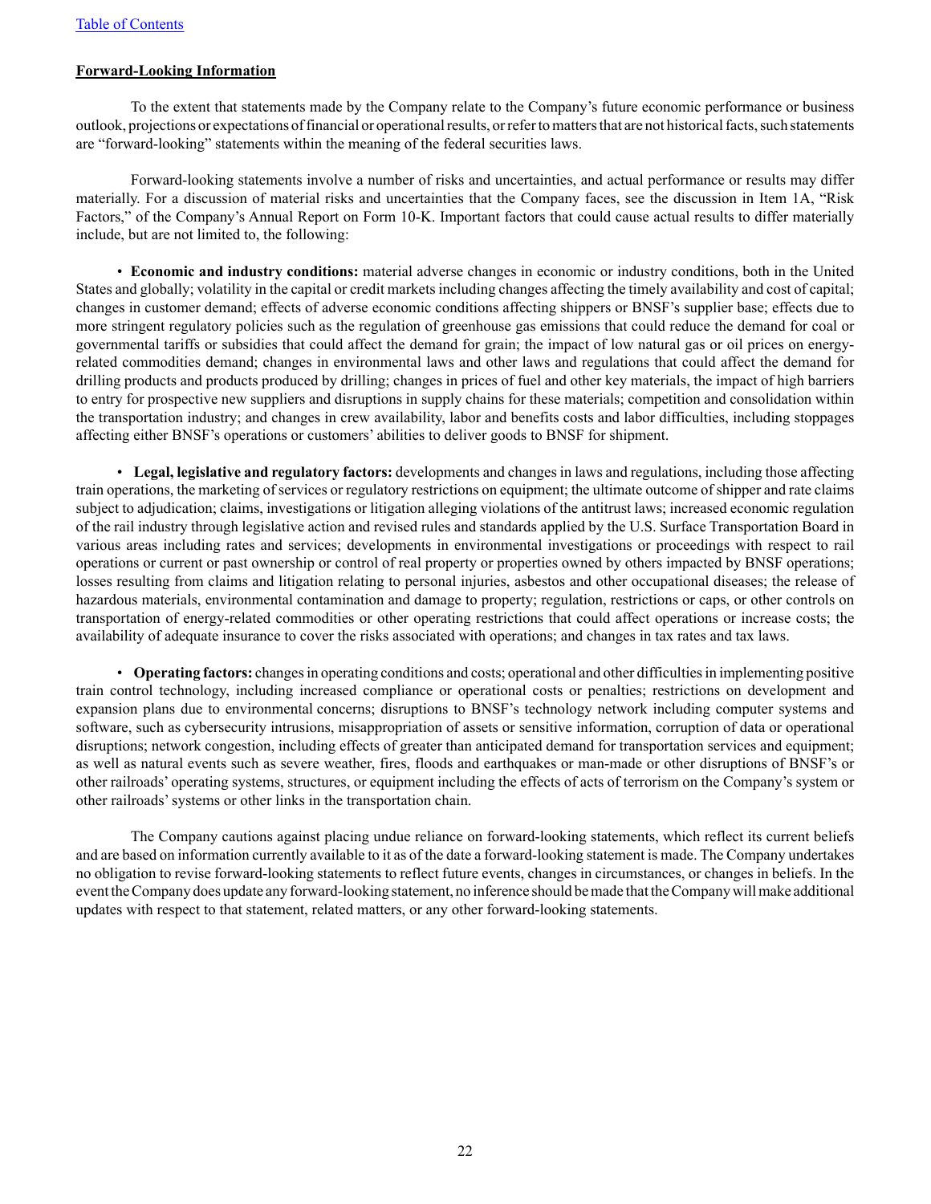## Forward-Looking Information

To the extent that statements made by the Company relate to the Company's future economic performance or business outlook, projections or expectations of financial or operational results, or refer to matters that are not historical facts, such statements are "forward-looking" statements within the meaning of the federal securities laws.

Forward-looking statements involve a number of risks and uncertainties, and actual performance or results may differ materially. For a discussion of material risks and uncertainties that the Company faces, see the discussion in Item 1A, "Risk Factors," of the Company's Annual Report on Form 10-K. Important factors that could cause actual results to differ materially include, but are not limited to, the following:

- **Economic and industry conditions:** material adverse changes in economic or industry conditions, both in the United States and globally; volatility in the capital or credit markets including changes affecting the timely availability and cost of capital; changes in customer demand; effects of adverse economic conditions affecting shippers or BNSF's supplier base; effects due to more stringent regulatory policies such as the regulation of greenhouse gas emissions that could reduce the demand for coal or governmental tariffs or subsidies that could affect the demand for grain; the impact of low natural gas or oil prices on energy-related commodities demand; changes in environmental laws and other laws and regulations that could affect the demand for drilling products and products produced by drilling; changes in prices of fuel and other key materials, the impact of high barriers to entry for prospective new suppliers and disruptions in supply chains for these materials; competition and consolidation within the transportation industry; and changes in crew availability, labor and benefits costs and labor difficulties, including stoppages affecting either BNSF's operations or customers' abilities to deliver goods to BNSF for shipment.

- **Legal, legislative and regulatory factors:** developments and changes in laws and regulations, including those affecting train operations, the marketing of services or regulatory restrictions on equipment; the ultimate outcome of shipper and rate claims subject to adjudication; claims, investigations or litigation alleging violations of the antitrust laws; increased economic regulation of the rail industry through legislative action and revised rules and standards applied by the U.S. Surface Transportation Board in various areas including rates and services; developments in environmental investigations or proceedings with respect to rail operations or current or past ownership or control of real property or properties owned by others impacted by BNSF operations; losses resulting from claims and litigation relating to personal injuries, asbestos and other occupational diseases; the release of hazardous materials, environmental contamination and damage to property; regulation, restrictions or caps, or other controls on transportation of energy-related commodities or other operating restrictions that could affect operations or increase costs; the availability of adequate insurance to cover the risks associated with operations; and changes in tax rates and tax laws.

- **Operating factors:** changes in operating conditions and costs; operational and other difficulties in implementing positive train control technology, including increased compliance or operational costs or penalties; restrictions on development and expansion plans due to environmental concerns; disruptions to BNSF's technology network including computer systems and software, such as cybersecurity intrusions, misappropriation of assets or sensitive information, corruption of data or operational disruptions; network congestion, including effects of greater than anticipated demand for transportation services and equipment; as well as natural events such as severe weather, fires, floods and earthquakes or man-made or other disruptions of BNSF's or other railroads' operating systems, structures, or equipment including the effects of acts of terrorism on the Company's system or other railroads' systems or other links in the transportation chain.

The Company cautions against placing undue reliance on forward-looking statements, which reflect its current beliefs and are based on information currently available to it as of the date a forward-looking statement is made. The Company undertakes no obligation to revise forward-looking statements to reflect future events, changes in circumstances, or changes in beliefs. In the event the Company does update any forward-looking statement, no inference should be made that the Company will make additional updates with respect to that statement, related matters, or any other forward-looking statements.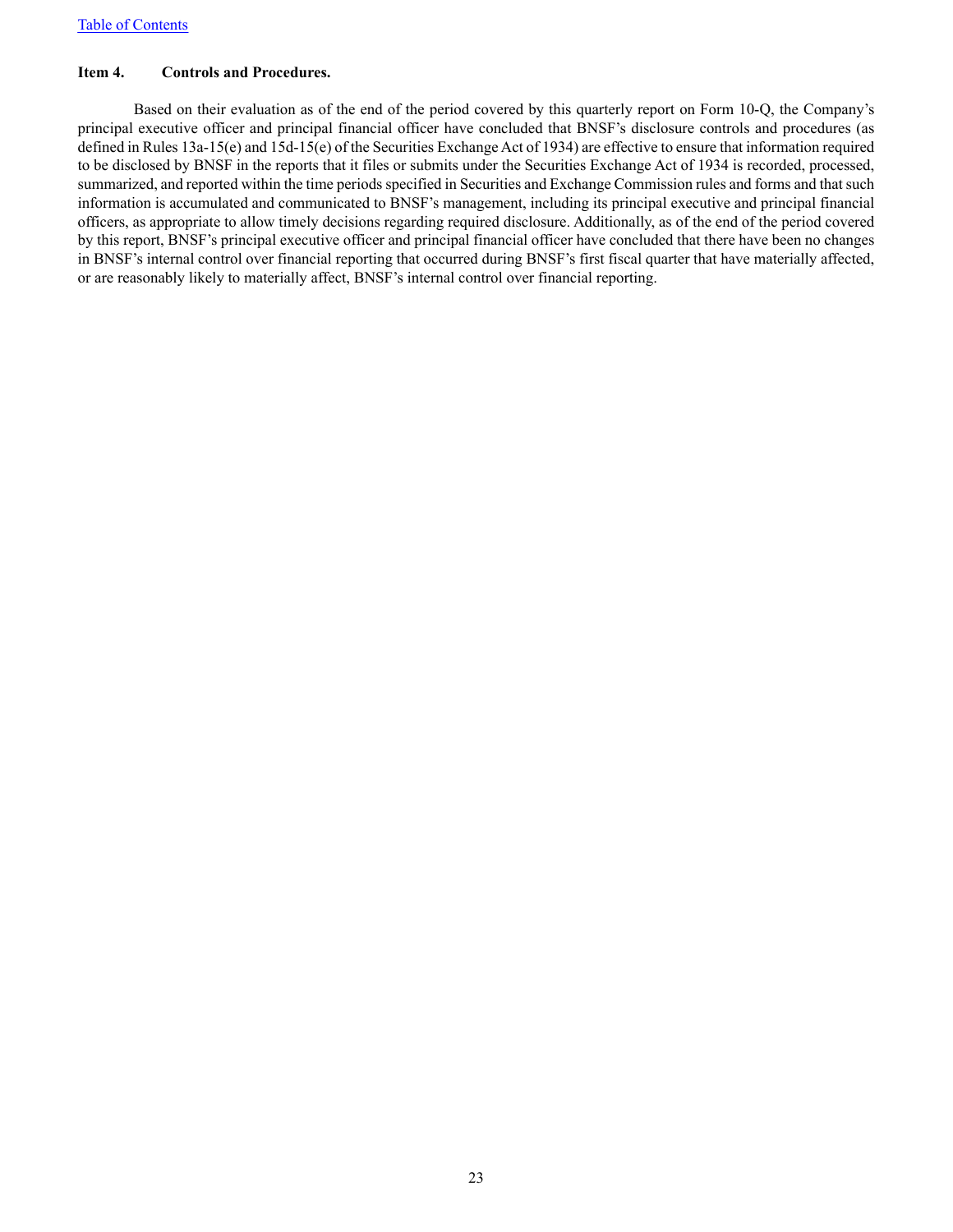[Table of Contents](#)

### Item 4. Controls and Procedures.

Based on their evaluation as of the end of the period covered by this quarterly report on Form 10-Q, the Company's principal executive officer and principal financial officer have concluded that BNSF's disclosure controls and procedures (as defined in Rules 13a-15(e) and 15d-15(e) of the Securities Exchange Act of 1934) are effective to ensure that information required to be disclosed by BNSF in the reports that it files or submits under the Securities Exchange Act of 1934 is recorded, processed, summarized, and reported within the time periods specified in Securities and Exchange Commission rules and forms and that such information is accumulated and communicated to BNSF's management, including its principal executive and principal financial officers, as appropriate to allow timely decisions regarding required disclosure. Additionally, as of the end of the period covered by this report, BNSF's principal executive officer and principal financial officer have concluded that there have been no changes in BNSF's internal control over financial reporting that occurred during BNSF's first fiscal quarter that have materially affected, or are reasonably likely to materially affect, BNSF's internal control over financial reporting.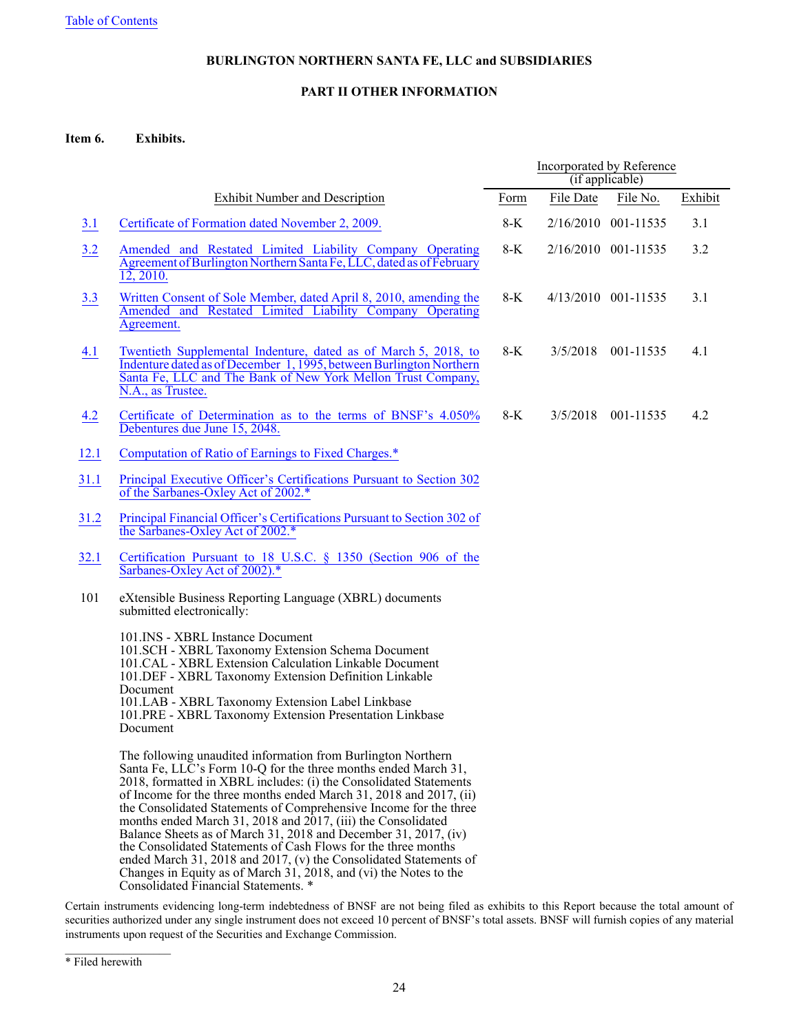Table of Contents

**BURLINGTON NORTHERN SANTA FE, LLC and SUBSIDIARIES**

**PART II OTHER INFORMATION**

**Item 6. Exhibits.**

| | | Incorporated by Reference (if applicable) | | | |
|---|---|---|---|---|---|
| | Exhibit Number and Description | Form | File Date | File No. | Exhibit |
| 3.1 | Certificate of Formation dated November 2, 2009. | 8-K | 2/16/2010 | 001-11535 | 3.1 |
| 3.2 | Amended and Restated Limited Liability Company Operating Agreement of Burlington Northern Santa Fe, LLC, dated as of February 12, 2010. | 8-K | 2/16/2010 | 001-11535 | 3.2 |
| 3.3 | Written Consent of Sole Member, dated April 8, 2010, amending the Amended and Restated Limited Liability Company Operating Agreement. | 8-K | 4/13/2010 | 001-11535 | 3.1 |
| 4.1 | Twentieth Supplemental Indenture, dated as of March 5, 2018, to Indenture dated as of December 1, 1995, between Burlington Northern Santa Fe, LLC and The Bank of New York Mellon Trust Company, N.A., as Trustee. | 8-K | 3/5/2018 | 001-11535 | 4.1 |
| 4.2 | Certificate of Determination as to the terms of BNSF's 4.050% Debentures due June 15, 2048. | 8-K | 3/5/2018 | 001-11535 | 4.2 |
| 12.1 | Computation of Ratio of Earnings to Fixed Charges.* | | | | |
| 31.1 | Principal Executive Officer's Certifications Pursuant to Section 302 of the Sarbanes-Oxley Act of 2002.* | | | | |
| 31.2 | Principal Financial Officer's Certifications Pursuant to Section 302 of the Sarbanes-Oxley Act of 2002.* | | | | |
| 32.1 | Certification Pursuant to 18 U.S.C. § 1350 (Section 906 of the Sarbanes-Oxley Act of 2002).* | | | | |
| 101 | eXtensible Business Reporting Language (XBRL) documents submitted electronically:<br><br>101.INS - XBRL Instance Document<br>101.SCH - XBRL Taxonomy Extension Schema Document<br>101.CAL - XBRL Extension Calculation Linkable Document<br>101.DEF - XBRL Taxonomy Extension Definition Linkable Document<br>101.LAB - XBRL Taxonomy Extension Label Linkbase<br>101.PRE - XBRL Taxonomy Extension Presentation Linkbase Document<br><br>The following unaudited information from Burlington Northern Santa Fe, LLC's Form 10-Q for the three months ended March 31, 2018, formatted in XBRL includes: (i) the Consolidated Statements of Income for the three months ended March 31, 2018 and 2017, (ii) the Consolidated Statements of Comprehensive Income for the three months ended March 31, 2018 and 2017, (iii) the Consolidated Balance Sheets as of March 31, 2018 and December 31, 2017, (iv) the Consolidated Statements of Cash Flows for the three months ended March 31, 2018 and 2017, (v) the Consolidated Statements of Changes in Equity as of March 31, 2018, and (vi) the Notes to the Consolidated Financial Statements. * | | | | |

Certain instruments evidencing long-term indebtedness of BNSF are not being filed as exhibits to this Report because the total amount of securities authorized under any single instrument does not exceed 10 percent of BNSF's total assets. BNSF will furnish copies of any material instruments upon request of the Securities and Exchange Commission.

* Filed herewith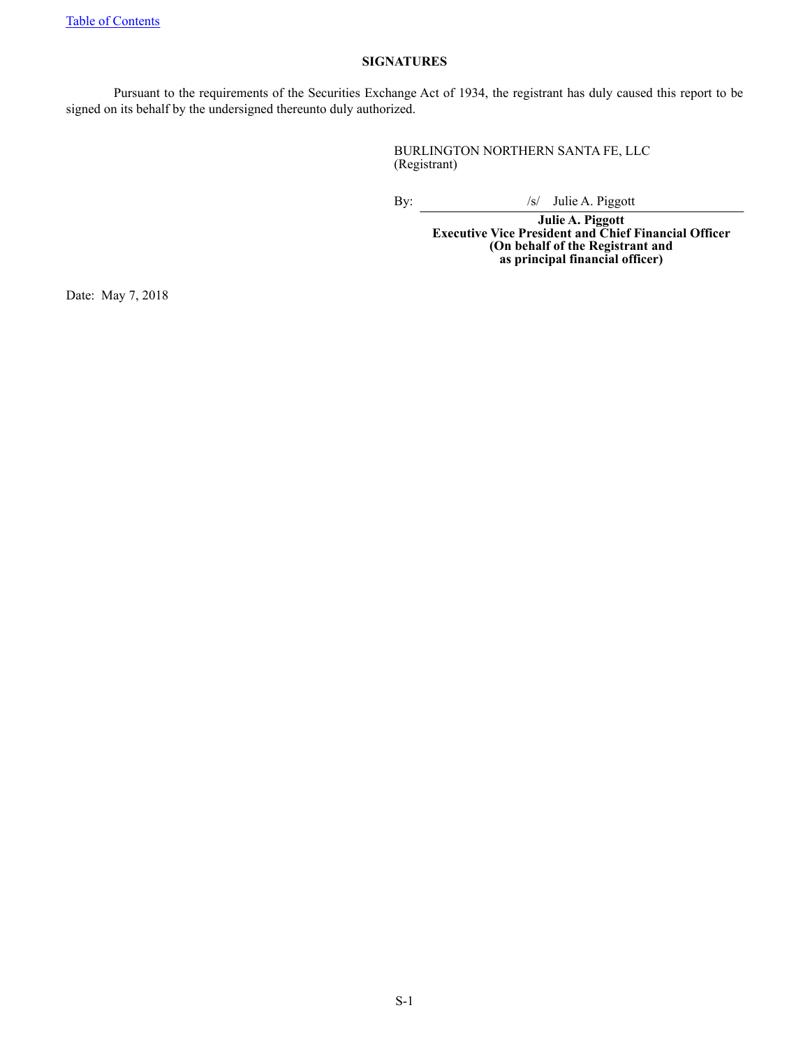Table of Contents

## SIGNATURES

Pursuant to the requirements of the Securities Exchange Act of 1934, the registrant has duly caused this report to be signed on its behalf by the undersigned thereunto duly authorized.

BURLINGTON NORTHERN SANTA FE, LLC
(Registrant)

By: /s/ Julie A. Piggott

**Julie A. Piggott**
**Executive Vice President and Chief Financial Officer**
**(On behalf of the Registrant and**
**as principal financial officer)**

Date: May 7, 2018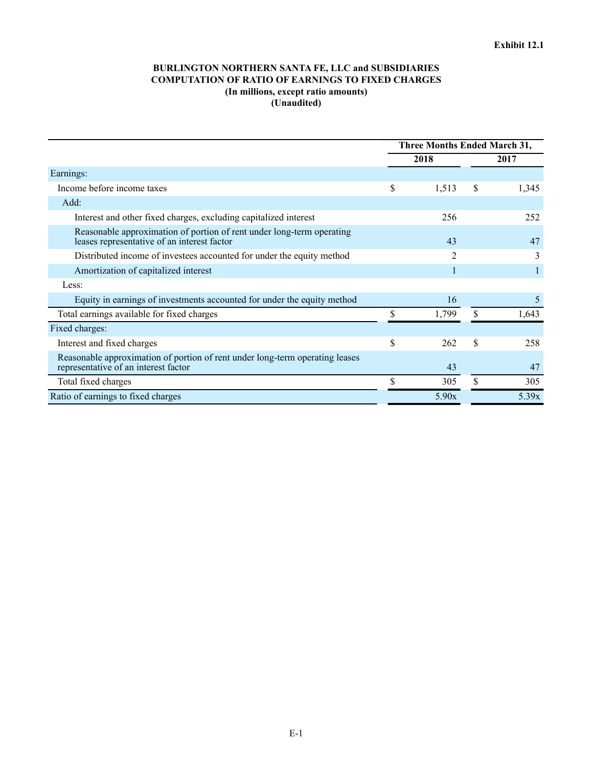**Exhibit 12.1**

**BURLINGTON NORTHERN SANTA FE, LLC and SUBSIDIARIES**
**COMPUTATION OF RATIO OF EARNINGS TO FIXED CHARGES**
**(In millions, except ratio amounts)**
**(Unaudited)**

| | Three Months Ended March 31, | |
|---|---|---|
| | 2018 | 2017 |
| Earnings: | | |
| Income before income taxes | $ 1,513 | $ 1,345 |
| Add: | | |
| Interest and other fixed charges, excluding capitalized interest | 256 | 252 |
| Reasonable approximation of portion of rent under long-term operating leases representative of an interest factor | 43 | 47 |
| Distributed income of investees accounted for under the equity method | 2 | 3 |
| Amortization of capitalized interest | 1 | 1 |
| Less: | | |
| Equity in earnings of investments accounted for under the equity method | 16 | 5 |
| Total earnings available for fixed charges | $ 1,799 | $ 1,643 |
| Fixed charges: | | |
| Interest and fixed charges | $ 262 | $ 258 |
| Reasonable approximation of portion of rent under long-term operating leases representative of an interest factor | 43 | 47 |
| Total fixed charges | $ 305 | $ 305 |
| Ratio of earnings to fixed charges | 5.90x | 5.39x |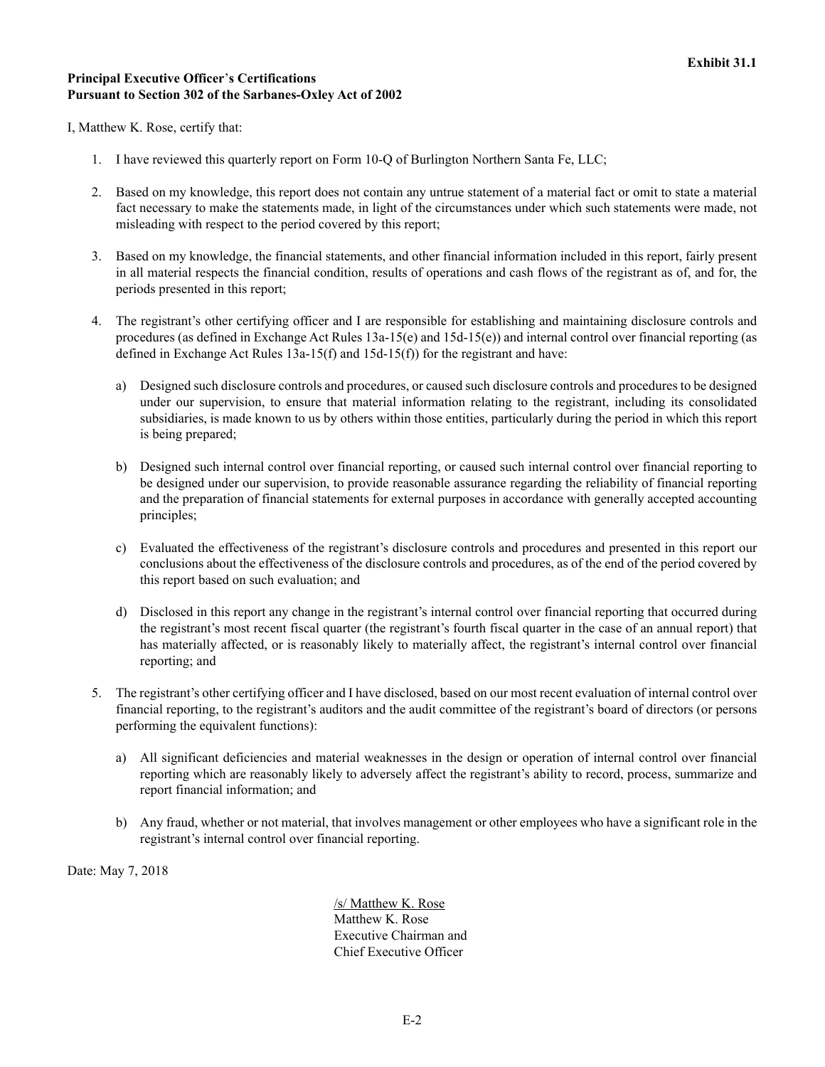**Exhibit 31.1**

**Principal Executive Officer's Certifications**
**Pursuant to Section 302 of the Sarbanes-Oxley Act of 2002**

I, Matthew K. Rose, certify that:

1. I have reviewed this quarterly report on Form 10-Q of Burlington Northern Santa Fe, LLC;

2. Based on my knowledge, this report does not contain any untrue statement of a material fact or omit to state a material fact necessary to make the statements made, in light of the circumstances under which such statements were made, not misleading with respect to the period covered by this report;

3. Based on my knowledge, the financial statements, and other financial information included in this report, fairly present in all material respects the financial condition, results of operations and cash flows of the registrant as of, and for, the periods presented in this report;

4. The registrant's other certifying officer and I are responsible for establishing and maintaining disclosure controls and procedures (as defined in Exchange Act Rules 13a-15(e) and 15d-15(e)) and internal control over financial reporting (as defined in Exchange Act Rules 13a-15(f) and 15d-15(f)) for the registrant and have:

   a) Designed such disclosure controls and procedures, or caused such disclosure controls and procedures to be designed under our supervision, to ensure that material information relating to the registrant, including its consolidated subsidiaries, is made known to us by others within those entities, particularly during the period in which this report is being prepared;

   b) Designed such internal control over financial reporting, or caused such internal control over financial reporting to be designed under our supervision, to provide reasonable assurance regarding the reliability of financial reporting and the preparation of financial statements for external purposes in accordance with generally accepted accounting principles;

   c) Evaluated the effectiveness of the registrant's disclosure controls and procedures and presented in this report our conclusions about the effectiveness of the disclosure controls and procedures, as of the end of the period covered by this report based on such evaluation; and

   d) Disclosed in this report any change in the registrant's internal control over financial reporting that occurred during the registrant's most recent fiscal quarter (the registrant's fourth fiscal quarter in the case of an annual report) that has materially affected, or is reasonably likely to materially affect, the registrant's internal control over financial reporting; and

5. The registrant's other certifying officer and I have disclosed, based on our most recent evaluation of internal control over financial reporting, to the registrant's auditors and the audit committee of the registrant's board of directors (or persons performing the equivalent functions):

   a) All significant deficiencies and material weaknesses in the design or operation of internal control over financial reporting which are reasonably likely to adversely affect the registrant's ability to record, process, summarize and report financial information; and

   b) Any fraud, whether or not material, that involves management or other employees who have a significant role in the registrant's internal control over financial reporting.

Date: May 7, 2018

/s/ Matthew K. Rose
Matthew K. Rose
Executive Chairman and
Chief Executive Officer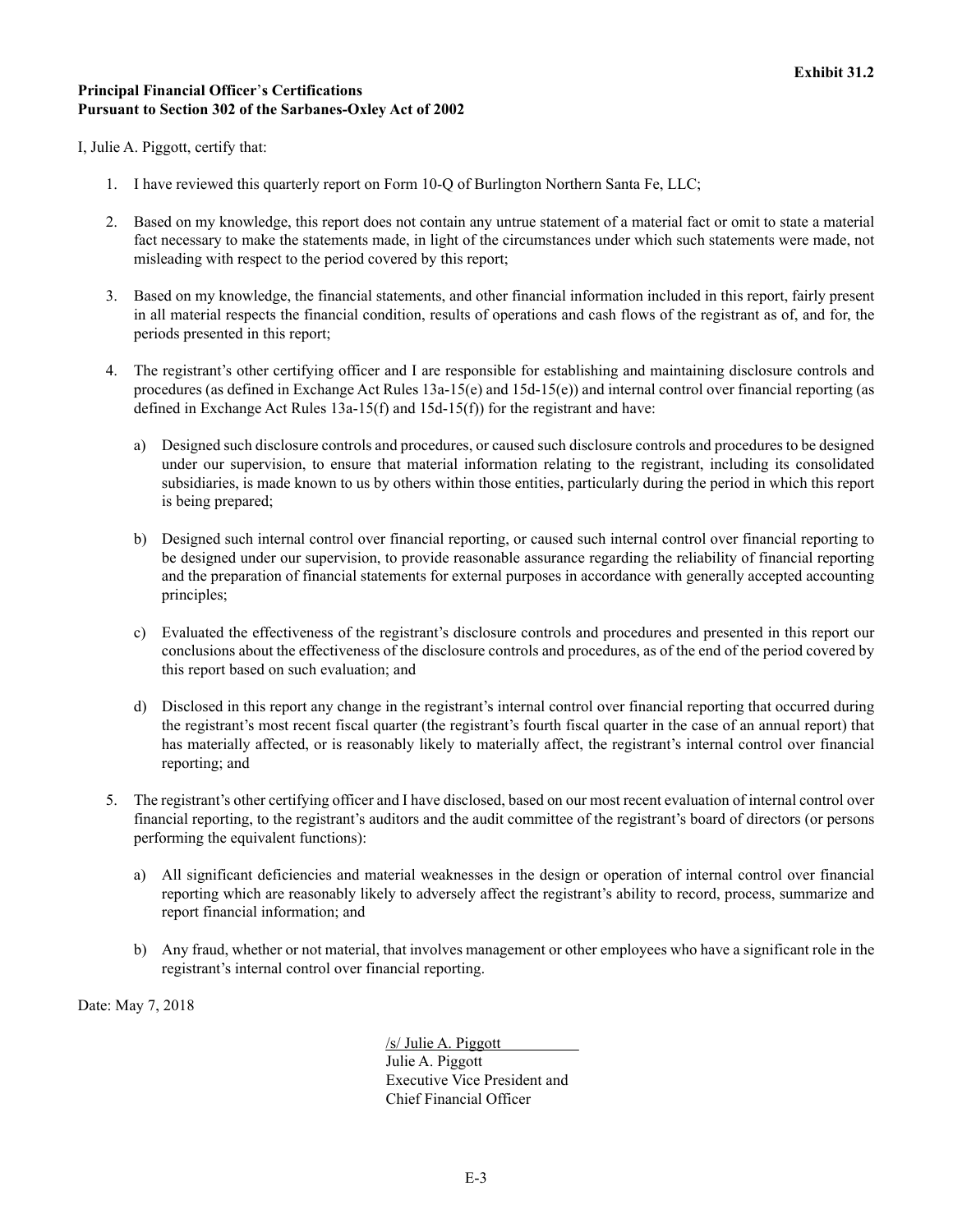**Exhibit 31.2**

**Principal Financial Officer's Certifications**
**Pursuant to Section 302 of the Sarbanes-Oxley Act of 2002**

I, Julie A. Piggott, certify that:

1. I have reviewed this quarterly report on Form 10-Q of Burlington Northern Santa Fe, LLC;

2. Based on my knowledge, this report does not contain any untrue statement of a material fact or omit to state a material fact necessary to make the statements made, in light of the circumstances under which such statements were made, not misleading with respect to the period covered by this report;

3. Based on my knowledge, the financial statements, and other financial information included in this report, fairly present in all material respects the financial condition, results of operations and cash flows of the registrant as of, and for, the periods presented in this report;

4. The registrant's other certifying officer and I are responsible for establishing and maintaining disclosure controls and procedures (as defined in Exchange Act Rules 13a-15(e) and 15d-15(e)) and internal control over financial reporting (as defined in Exchange Act Rules 13a-15(f) and 15d-15(f)) for the registrant and have:

   a) Designed such disclosure controls and procedures, or caused such disclosure controls and procedures to be designed under our supervision, to ensure that material information relating to the registrant, including its consolidated subsidiaries, is made known to us by others within those entities, particularly during the period in which this report is being prepared;

   b) Designed such internal control over financial reporting, or caused such internal control over financial reporting to be designed under our supervision, to provide reasonable assurance regarding the reliability of financial reporting and the preparation of financial statements for external purposes in accordance with generally accepted accounting principles;

   c) Evaluated the effectiveness of the registrant's disclosure controls and procedures and presented in this report our conclusions about the effectiveness of the disclosure controls and procedures, as of the end of the period covered by this report based on such evaluation; and

   d) Disclosed in this report any change in the registrant's internal control over financial reporting that occurred during the registrant's most recent fiscal quarter (the registrant's fourth fiscal quarter in the case of an annual report) that has materially affected, or is reasonably likely to materially affect, the registrant's internal control over financial reporting; and

5. The registrant's other certifying officer and I have disclosed, based on our most recent evaluation of internal control over financial reporting, to the registrant's auditors and the audit committee of the registrant's board of directors (or persons performing the equivalent functions):

   a) All significant deficiencies and material weaknesses in the design or operation of internal control over financial reporting which are reasonably likely to adversely affect the registrant's ability to record, process, summarize and report financial information; and

   b) Any fraud, whether or not material, that involves management or other employees who have a significant role in the registrant's internal control over financial reporting.

Date: May 7, 2018

/s/ Julie A. Piggott
Julie A. Piggott
Executive Vice President and
Chief Financial Officer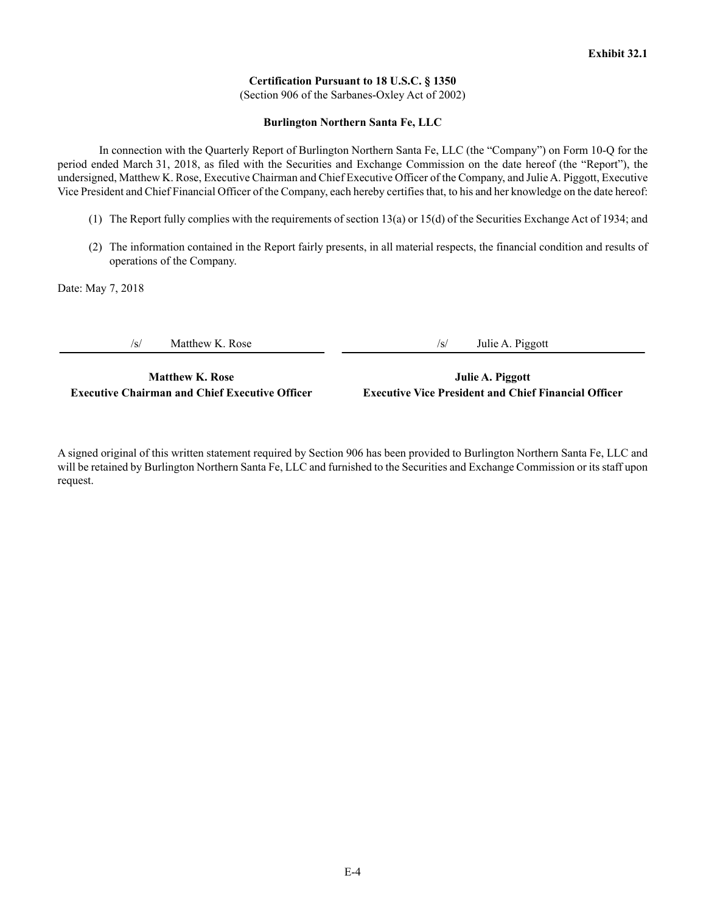**Exhibit 32.1**

**Certification Pursuant to 18 U.S.C. § 1350**
(Section 906 of the Sarbanes-Oxley Act of 2002)

**Burlington Northern Santa Fe, LLC**

In connection with the Quarterly Report of Burlington Northern Santa Fe, LLC (the "Company") on Form 10-Q for the period ended March 31, 2018, as filed with the Securities and Exchange Commission on the date hereof (the "Report"), the undersigned, Matthew K. Rose, Executive Chairman and Chief Executive Officer of the Company, and Julie A. Piggott, Executive Vice President and Chief Financial Officer of the Company, each hereby certifies that, to his and her knowledge on the date hereof:

(1) The Report fully complies with the requirements of section 13(a) or 15(d) of the Securities Exchange Act of 1934; and

(2) The information contained in the Report fairly presents, in all material respects, the financial condition and results of operations of the Company.

Date: May 7, 2018

| | |
|---|---|
| /s/ Matthew K. Rose | /s/ Julie A. Piggott |
| **Matthew K. Rose** | **Julie A. Piggott** |
| **Executive Chairman and Chief Executive Officer** | **Executive Vice President and Chief Financial Officer** |

A signed original of this written statement required by Section 906 has been provided to Burlington Northern Santa Fe, LLC and will be retained by Burlington Northern Santa Fe, LLC and furnished to the Securities and Exchange Commission or its staff upon request.